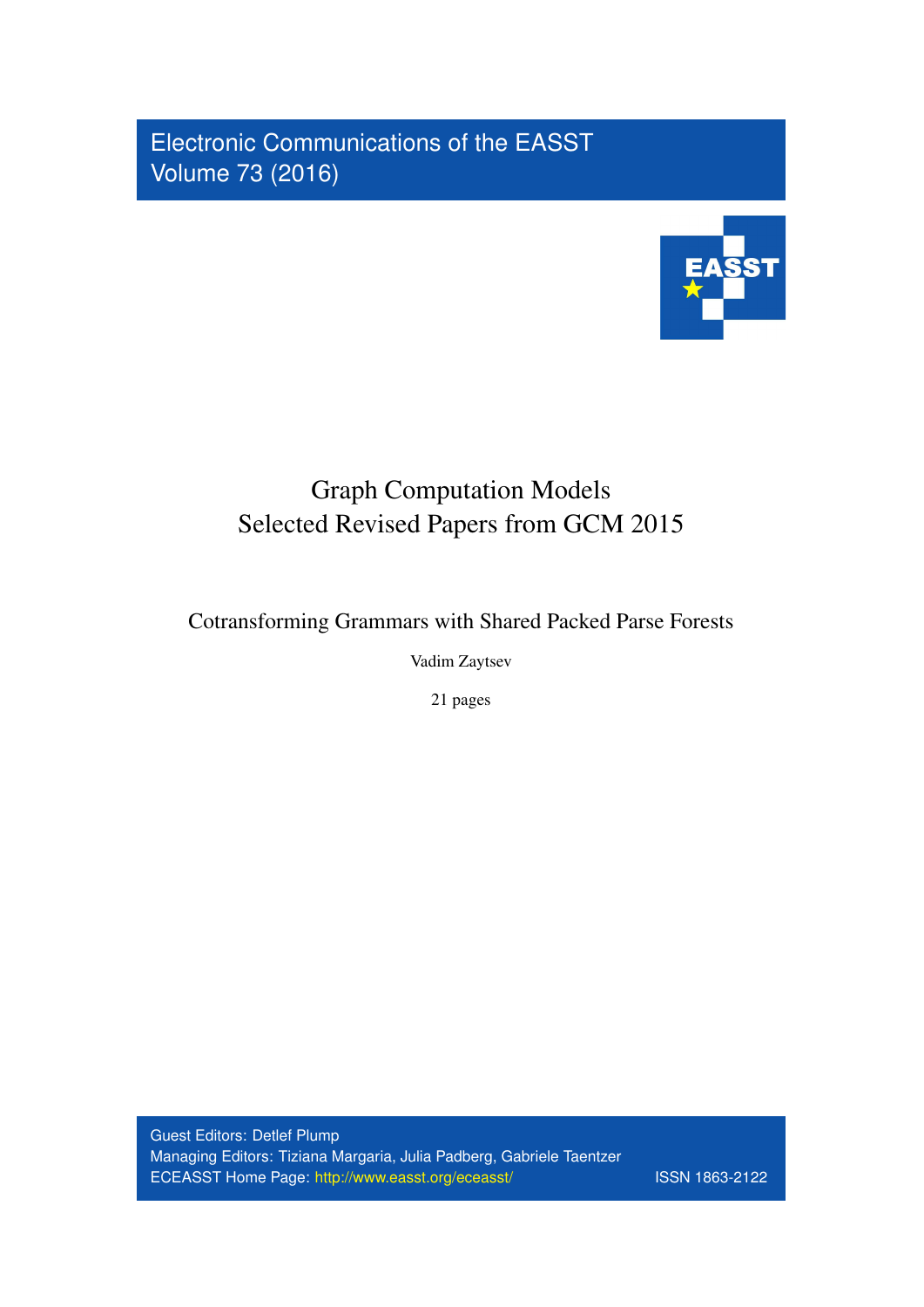Electronic Communications of the EASST
Volume 73 (2016)

# Graph Computation Models
# Selected Revised Papers from GCM 2015

## Cotransforming Grammars with Shared Packed Parse Forests

Vadim Zaytsev

21 pages

Guest Editors: Detlef Plump
Managing Editors: Tiziana Margaria, Julia Padberg, Gabriele Taentzer
ECEASST Home Page: http://www.easst.org/eceasst/ ISSN 1863-2122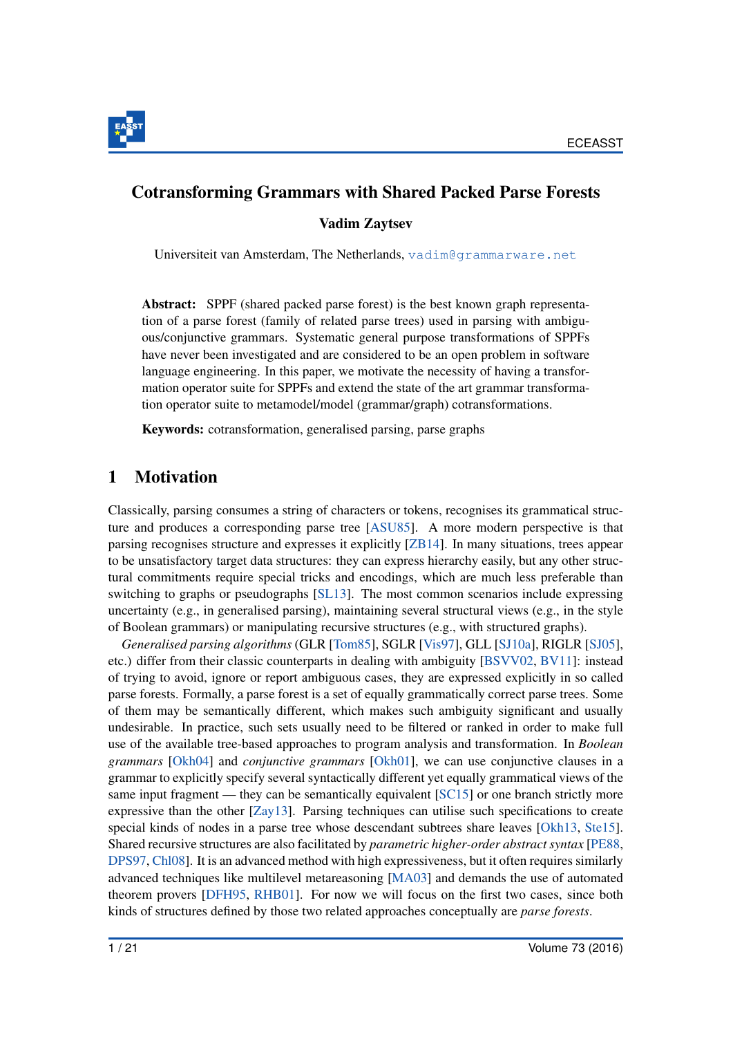# Cotransforming Grammars with Shared Packed Parse Forests

**Vadim Zaytsev**

Universiteit van Amsterdam, The Netherlands, vadim@grammarware.net

**Abstract:** SPPF (shared packed parse forest) is the best known graph representation of a parse forest (family of related parse trees) used in parsing with ambiguous/conjunctive grammars. Systematic general purpose transformations of SPPFs have never been investigated and are considered to be an open problem in software language engineering. In this paper, we motivate the necessity of having a transformation operator suite for SPPFs and extend the state of the art grammar transformation operator suite to metamodel/model (grammar/graph) cotransformations.

**Keywords:** cotransformation, generalised parsing, parse graphs

## 1 Motivation

Classically, parsing consumes a string of characters or tokens, recognises its grammatical structure and produces a corresponding parse tree [ASU85]. A more modern perspective is that parsing recognises structure and expresses it explicitly [ZB14]. In many situations, trees appear to be unsatisfactory target data structures: they can express hierarchy easily, but any other structural commitments require special tricks and encodings, which are much less preferable than switching to graphs or pseudographs [SL13]. The most common scenarios include expressing uncertainty (e.g., in generalised parsing), maintaining several structural views (e.g., in the style of Boolean grammars) or manipulating recursive structures (e.g., with structured graphs).

*Generalised parsing algorithms* (GLR [Tom85], SGLR [Vis97], GLL [SJ10a], RIGLR [SJ05], etc.) differ from their classic counterparts in dealing with ambiguity [BSVV02, BV11]: instead of trying to avoid, ignore or report ambiguous cases, they are expressed explicitly in so called parse forests. Formally, a parse forest is a set of equally grammatically correct parse trees. Some of them may be semantically different, which makes such ambiguity significant and usually undesirable. In practice, such sets usually need to be filtered or ranked in order to make full use of the available tree-based approaches to program analysis and transformation. In *Boolean grammars* [Okh04] and *conjunctive grammars* [Okh01], we can use conjunctive clauses in a grammar to explicitly specify several syntactically different yet equally grammatical views of the same input fragment — they can be semantically equivalent [SC15] or one branch strictly more expressive than the other [Zay13]. Parsing techniques can utilise such specifications to create special kinds of nodes in a parse tree whose descendant subtrees share leaves [Okh13, Ste15]. Shared recursive structures are also facilitated by *parametric higher-order abstract syntax* [PE88, DPS97, Chl08]. It is an advanced method with high expressiveness, but it often requires similarly advanced techniques like multilevel metareasoning [MA03] and demands the use of automated theorem provers [DFH95, RHB01]. For now we will focus on the first two cases, since both kinds of structures defined by those two related approaches conceptually are *parse forests*.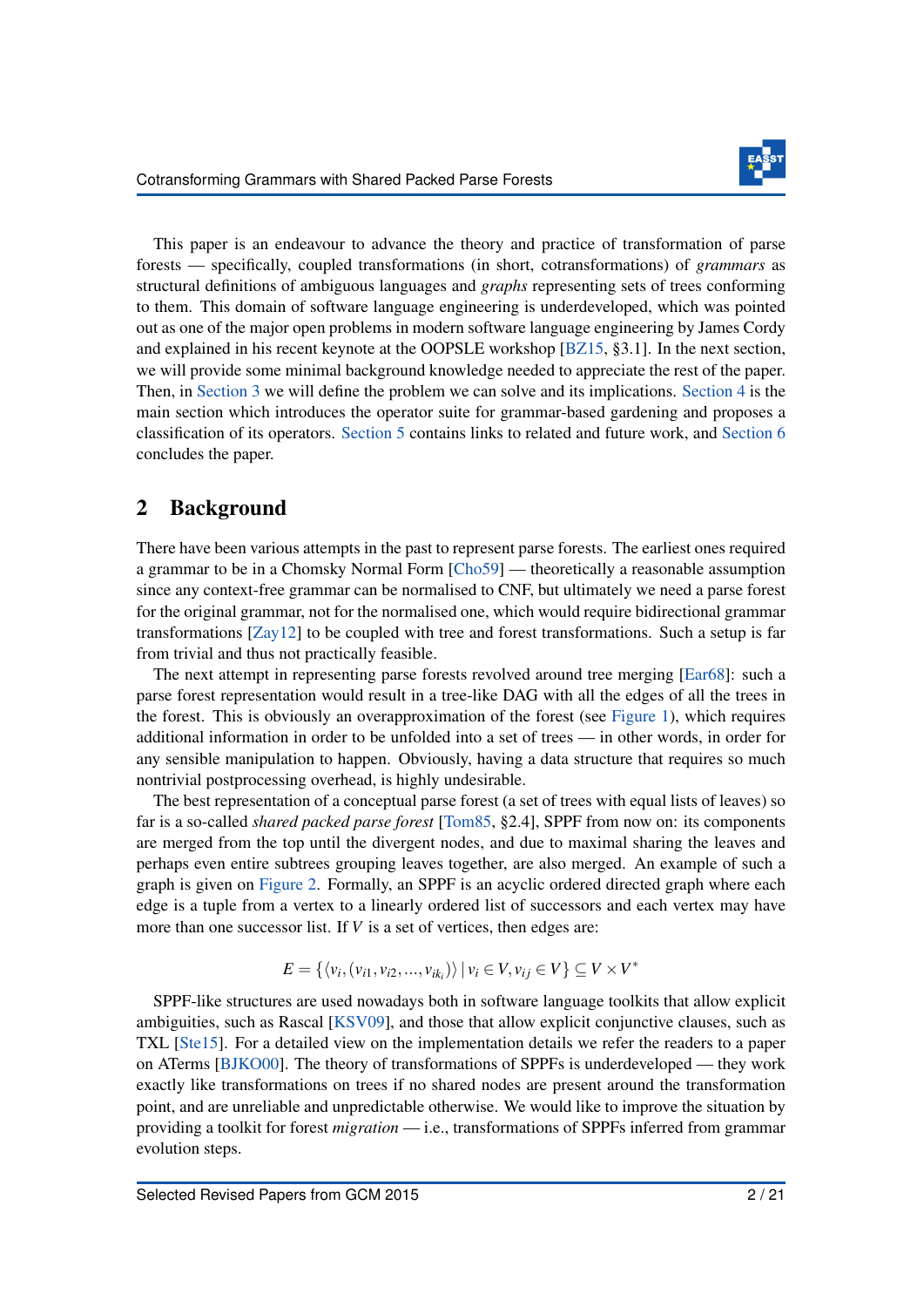This paper is an endeavour to advance the theory and practice of transformation of parse forests — specifically, coupled transformations (in short, cotransformations) of *grammars* as structural definitions of ambiguous languages and *graphs* representing sets of trees conforming to them. This domain of software language engineering is underdeveloped, which was pointed out as one of the major open problems in modern software language engineering by James Cordy and explained in his recent keynote at the OOPSLE workshop [BZ15, §3.1]. In the next section, we will provide some minimal background knowledge needed to appreciate the rest of the paper. Then, in Section 3 we will define the problem we can solve and its implications. Section 4 is the main section which introduces the operator suite for grammar-based gardening and proposes a classification of its operators. Section 5 contains links to related and future work, and Section 6 concludes the paper.

## 2 Background

There have been various attempts in the past to represent parse forests. The earliest ones required a grammar to be in a Chomsky Normal Form [Cho59] — theoretically a reasonable assumption since any context-free grammar can be normalised to CNF, but ultimately we need a parse forest for the original grammar, not for the normalised one, which would require bidirectional grammar transformations [Zay12] to be coupled with tree and forest transformations. Such a setup is far from trivial and thus not practically feasible.

The next attempt in representing parse forests revolved around tree merging [Ear68]: such a parse forest representation would result in a tree-like DAG with all the edges of all the trees in the forest. This is obviously an overapproximation of the forest (see Figure 1), which requires additional information in order to be unfolded into a set of trees — in other words, in order for any sensible manipulation to happen. Obviously, having a data structure that requires so much nontrivial postprocessing overhead, is highly undesirable.

The best representation of a conceptual parse forest (a set of trees with equal lists of leaves) so far is a so-called *shared packed parse forest* [Tom85, §2.4], SPPF from now on: its components are merged from the top until the divergent nodes, and due to maximal sharing the leaves and perhaps even entire subtrees grouping leaves together, are also merged. An example of such a graph is given on Figure 2. Formally, an SPPF is an acyclic ordered directed graph where each edge is a tuple from a vertex to a linearly ordered list of successors and each vertex may have more than one successor list. If $V$ is a set of vertices, then edges are:

$$E = \{\langle v_i, (v_{i1}, v_{i2}, \ldots, v_{ik_i})\rangle \mid v_i \in V, v_{ij} \in V\} \subseteq V \times V^*$$

SPPF-like structures are used nowadays both in software language toolkits that allow explicit ambiguities, such as Rascal [KSV09], and those that allow explicit conjunctive clauses, such as TXL [Ste15]. For a detailed view on the implementation details we refer the readers to a paper on ATerms [BJKO00]. The theory of transformations of SPPFs is underdeveloped — they work exactly like transformations on trees if no shared nodes are present around the transformation point, and are unreliable and unpredictable otherwise. We would like to improve the situation by providing a toolkit for forest *migration* — i.e., transformations of SPPFs inferred from grammar evolution steps.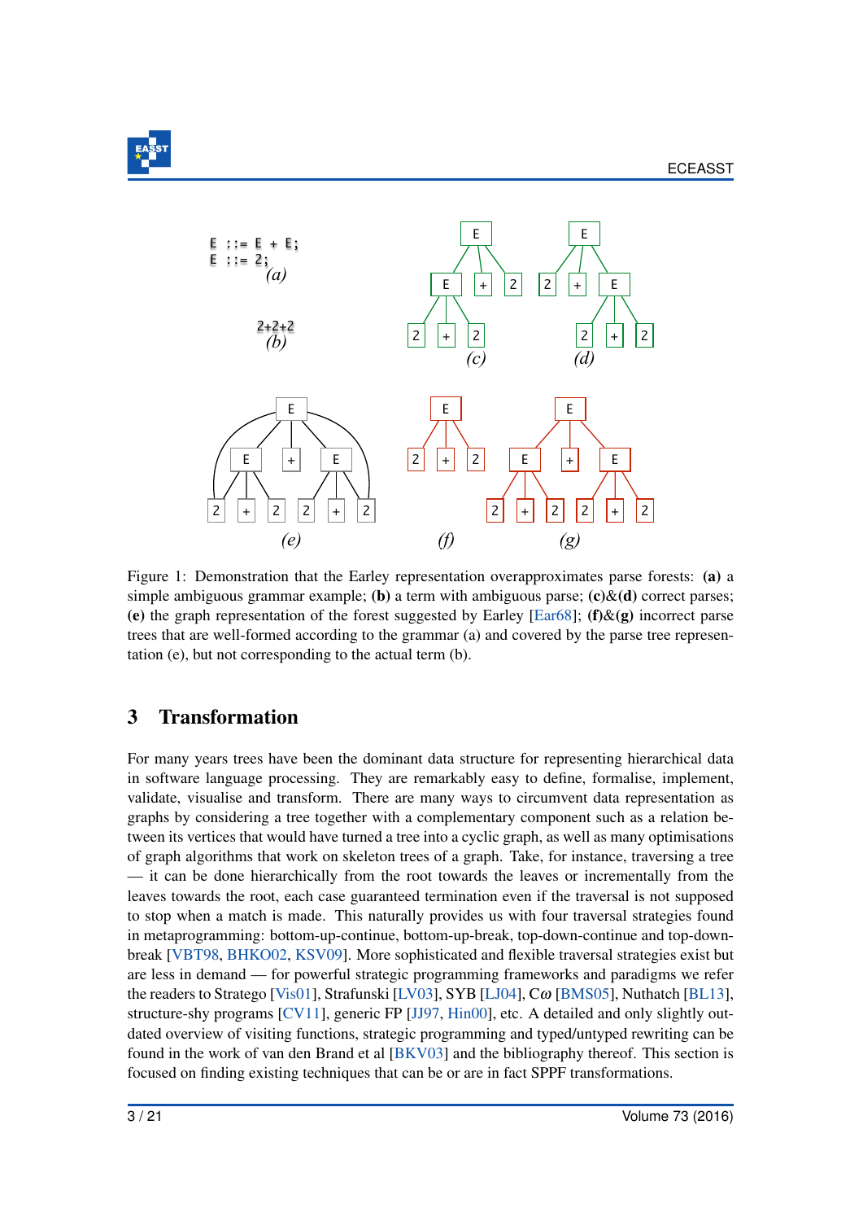```
E ::= E + E;
E ::= 2;
```
*(a)*

```
2+2+2
```
*(b)*

Figure 1: Demonstration that the Earley representation overapproximates parse forests: **(a)** a simple ambiguous grammar example; **(b)** a term with ambiguous parse; **(c)**&**(d)** correct parses; **(e)** the graph representation of the forest suggested by Earley [Ear68]; **(f)**&**(g)** incorrect parse trees that are well-formed according to the grammar (a) and covered by the parse tree representation (e), but not corresponding to the actual term (b).

## 3 Transformation

For many years trees have been the dominant data structure for representing hierarchical data in software language processing. They are remarkably easy to define, formalise, implement, validate, visualise and transform. There are many ways to circumvent data representation as graphs by considering a tree together with a complementary component such as a relation between its vertices that would have turned a tree into a cyclic graph, as well as many optimisations of graph algorithms that work on skeleton trees of a graph. Take, for instance, traversing a tree — it can be done hierarchically from the root towards the leaves or incrementally from the leaves towards the root, each case guaranteed termination even if the traversal is not supposed to stop when a match is made. This naturally provides us with four traversal strategies found in metaprogramming: bottom-up-continue, bottom-up-break, top-down-continue and top-down-break [VBT98, BHKO02, KSV09]. More sophisticated and flexible traversal strategies exist but are less in demand — for powerful strategic programming frameworks and paradigms we refer the readers to Stratego [Vis01], Strafunski [LV03], SYB [LJ04], Cω [BMS05], Nuthatch [BL13], structure-shy programs [CV11], generic FP [JJ97, Hin00], etc. A detailed and only slightly outdated overview of visiting functions, strategic programming and typed/untyped rewriting can be found in the work of van den Brand et al [BKV03] and the bibliography thereof. This section is focused on finding existing techniques that can be or are in fact SPPF transformations.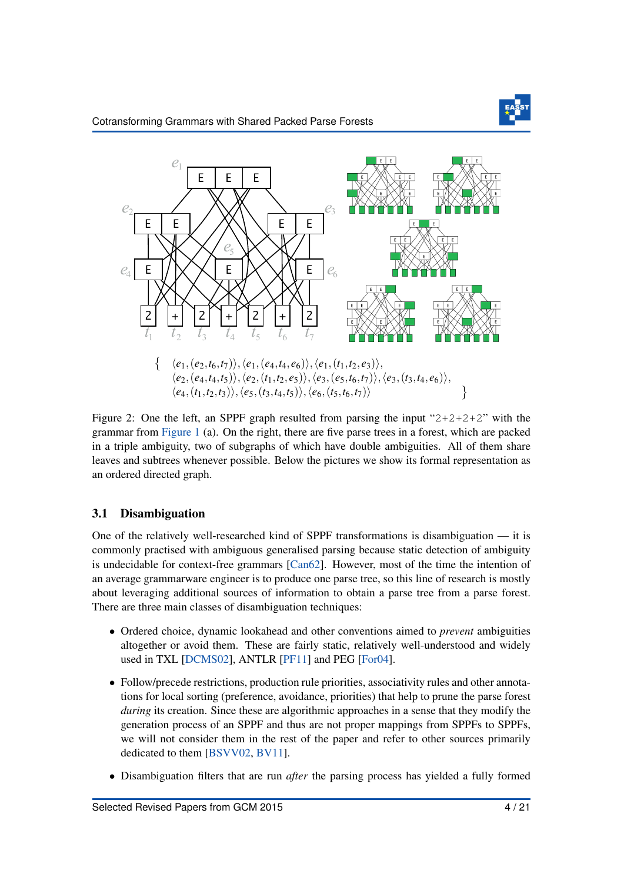$$\left\{ \begin{array}{l} \langle e_1, (e_2, t_6, t_7)\rangle, \langle e_1, (e_4, t_4, e_6)\rangle, \langle e_1, (t_1, t_2, e_3)\rangle, \\ \langle e_2, (e_4, t_4, t_5)\rangle, \langle e_2, (t_1, t_2, e_5)\rangle, \langle e_3, (e_5, t_6, t_7)\rangle, \langle e_3, (t_3, t_4, e_6)\rangle, \\ \langle e_4, (t_1, t_2, t_3)\rangle, \langle e_5, (t_3, t_4, t_5)\rangle, \langle e_6, (t_5, t_6, t_7)\rangle \end{array} \right\}$$

Figure 2: One the left, an SPPF graph resulted from parsing the input "2+2+2+2" with the grammar from Figure 1 (a). On the right, there are five parse trees in a forest, which are packed in a triple ambiguity, two of subgraphs of which have double ambiguities. All of them share leaves and subtrees whenever possible. Below the pictures we show its formal representation as an ordered directed graph.

### 3.1 Disambiguation

One of the relatively well-researched kind of SPPF transformations is disambiguation — it is commonly practised with ambiguous generalised parsing because static detection of ambiguity is undecidable for context-free grammars [Can62]. However, most of the time the intention of an average grammarware engineer is to produce one parse tree, so this line of research is mostly about leveraging additional sources of information to obtain a parse tree from a parse forest. There are three main classes of disambiguation techniques:

- Ordered choice, dynamic lookahead and other conventions aimed to *prevent* ambiguities altogether or avoid them. These are fairly static, relatively well-understood and widely used in TXL [DCMS02], ANTLR [PF11] and PEG [For04].
- Follow/precede restrictions, production rule priorities, associativity rules and other annotations for local sorting (preference, avoidance, priorities) that help to prune the parse forest *during* its creation. Since these are algorithmic approaches in a sense that they modify the generation process of an SPPF and thus are not proper mappings from SPPFs to SPPFs, we will not consider them in the rest of the paper and refer to other sources primarily dedicated to them [BSVV02, BV11].
- Disambiguation filters that are run *after* the parsing process has yielded a fully formed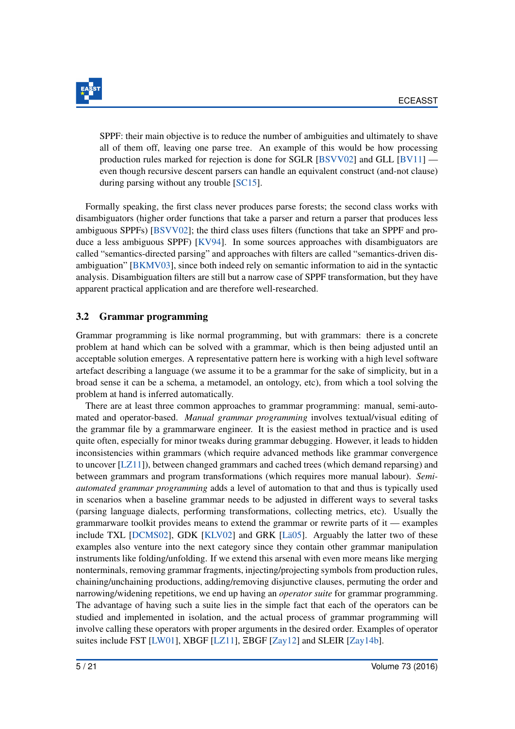SPPF: their main objective is to reduce the number of ambiguities and ultimately to shave all of them off, leaving one parse tree. An example of this would be how processing production rules marked for rejection is done for SGLR [BSVV02] and GLL [BV11] — even though recursive descent parsers can handle an equivalent construct (and-not clause) during parsing without any trouble [SC15].

Formally speaking, the first class never produces parse forests; the second class works with disambiguators (higher order functions that take a parser and return a parser that produces less ambiguous SPPFs) [BSVV02]; the third class uses filters (functions that take an SPPF and produce a less ambiguous SPPF) [KV94]. In some sources approaches with disambiguators are called "semantics-directed parsing" and approaches with filters are called "semantics-driven disambiguation" [BKMV03], since both indeed rely on semantic information to aid in the syntactic analysis. Disambiguation filters are still but a narrow case of SPPF transformation, but they have apparent practical application and are therefore well-researched.

### 3.2 Grammar programming

Grammar programming is like normal programming, but with grammars: there is a concrete problem at hand which can be solved with a grammar, which is then being adjusted until an acceptable solution emerges. A representative pattern here is working with a high level software artefact describing a language (we assume it to be a grammar for the sake of simplicity, but in a broad sense it can be a schema, a metamodel, an ontology, etc), from which a tool solving the problem at hand is inferred automatically.

There are at least three common approaches to grammar programming: manual, semi-automated and operator-based. *Manual grammar programming* involves textual/visual editing of the grammar file by a grammarware engineer. It is the easiest method in practice and is used quite often, especially for minor tweaks during grammar debugging. However, it leads to hidden inconsistencies within grammars (which require advanced methods like grammar convergence to uncover [LZ11]), between changed grammars and cached trees (which demand reparsing) and between grammars and program transformations (which requires more manual labour). *Semi-automated grammar programming* adds a level of automation to that and thus is typically used in scenarios when a baseline grammar needs to be adjusted in different ways to several tasks (parsing language dialects, performing transformations, collecting metrics, etc). Usually the grammarware toolkit provides means to extend the grammar or rewrite parts of it — examples include TXL [DCMS02], GDK [KLV02] and GRK [Lä05]. Arguably the latter two of these examples also venture into the next category since they contain other grammar manipulation instruments like folding/unfolding. If we extend this arsenal with even more means like merging nonterminals, removing grammar fragments, injecting/projecting symbols from production rules, chaining/unchaining productions, adding/removing disjunctive clauses, permuting the order and narrowing/widening repetitions, we end up having an *operator suite* for grammar programming. The advantage of having such a suite lies in the simple fact that each of the operators can be studied and implemented in isolation, and the actual process of grammar programming will involve calling these operators with proper arguments in the desired order. Examples of operator suites include FST [LW01], XBGF [LZ11], ΞBGF [Zay12] and SLEIR [Zay14b].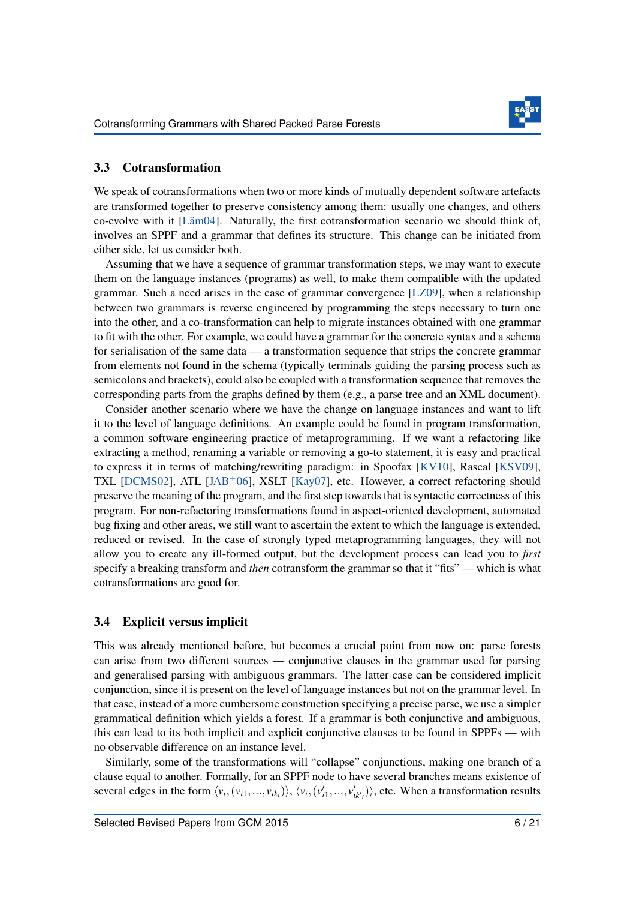### 3.3 Cotransformation

We speak of cotransformations when two or more kinds of mutually dependent software artefacts are transformed together to preserve consistency among them: usually one changes, and others co-evolve with it [Läm04]. Naturally, the first cotransformation scenario we should think of, involves an SPPF and a grammar that defines its structure. This change can be initiated from either side, let us consider both.

Assuming that we have a sequence of grammar transformation steps, we may want to execute them on the language instances (programs) as well, to make them compatible with the updated grammar. Such a need arises in the case of grammar convergence [LZ09], when a relationship between two grammars is reverse engineered by programming the steps necessary to turn one into the other, and a co-transformation can help to migrate instances obtained with one grammar to fit with the other. For example, we could have a grammar for the concrete syntax and a schema for serialisation of the same data — a transformation sequence that strips the concrete grammar from elements not found in the schema (typically terminals guiding the parsing process such as semicolons and brackets), could also be coupled with a transformation sequence that removes the corresponding parts from the graphs defined by them (e.g., a parse tree and an XML document).

Consider another scenario where we have the change on language instances and want to lift it to the level of language definitions. An example could be found in program transformation, a common software engineering practice of metaprogramming. If we want a refactoring like extracting a method, renaming a variable or removing a go-to statement, it is easy and practical to express it in terms of matching/rewriting paradigm: in Spoofax [KV10], Rascal [KSV09], TXL [DCMS02], ATL [JAB+06], XSLT [Kay07], etc. However, a correct refactoring should preserve the meaning of the program, and the first step towards that is syntactic correctness of this program. For non-refactoring transformations found in aspect-oriented development, automated bug fixing and other areas, we still want to ascertain the extent to which the language is extended, reduced or revised. In the case of strongly typed metaprogramming languages, they will not allow you to create any ill-formed output, but the development process can lead you to *first* specify a breaking transform and *then* cotransform the grammar so that it "fits" — which is what cotransformations are good for.

### 3.4 Explicit versus implicit

This was already mentioned before, but becomes a crucial point from now on: parse forests can arise from two different sources — conjunctive clauses in the grammar used for parsing and generalised parsing with ambiguous grammars. The latter case can be considered implicit conjunction, since it is present on the level of language instances but not on the grammar level. In that case, instead of a more cumbersome construction specifying a precise parse, we use a simpler grammatical definition which yields a forest. If a grammar is both conjunctive and ambiguous, this can lead to its both implicit and explicit conjunctive clauses to be found in SPPFs — with no observable difference on an instance level.

Similarly, some of the transformations will "collapse" conjunctions, making one branch of a clause equal to another. Formally, for an SPPF node to have several branches means existence of several edges in the form $\langle v_i, (v_{i1}, \ldots, v_{ik_i}) \rangle$, $\langle v_i, (v'_{i1}, \ldots, v'_{ik'_i}) \rangle$, etc. When a transformation results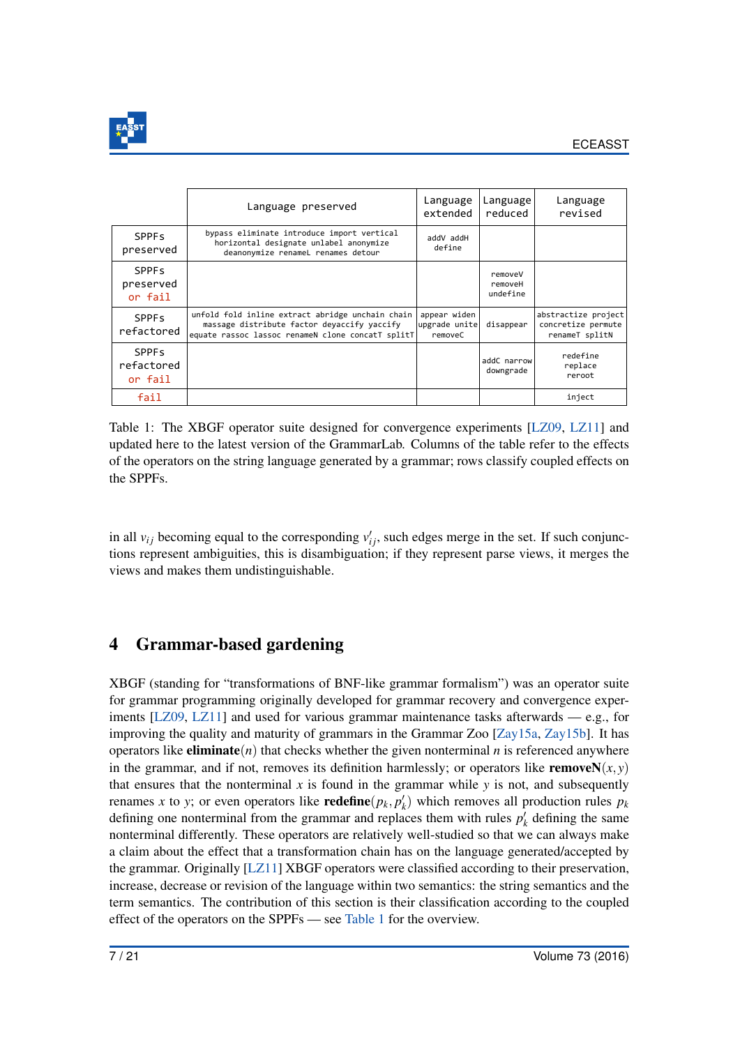| | Language preserved | Language extended | Language reduced | Language revised |
|---|---|---|---|---|
| SPPFs preserved | bypass eliminate introduce import vertical horizontal designate unlabel anonymize deanonymize renameL renames detour | addV addH define | | |
| SPPFs preserved or fail | | | removeV removeH undefine | |
| SPPFs refactored | unfold fold inline extract abridge unchain chain massage distribute factor deyaccify yaccify equate rassoc lassoc renameN clone concatT splitT | appear widen upgrade unite removeC | disappear | abstractize project concretize permute renameT splitN |
| SPPFs refactored or fail | | | addC narrow downgrade | redefine replace reroot |
| fail | | | | inject |

Table 1: The XBGF operator suite designed for convergence experiments [LZ09, LZ11] and updated here to the latest version of the GrammarLab. Columns of the table refer to the effects of the operators on the string language generated by a grammar; rows classify coupled effects on the SPPFs.

in all $v_{ij}$ becoming equal to the corresponding $v'_{ij}$, such edges merge in the set. If such conjunctions represent ambiguities, this is disambiguation; if they represent parse views, it merges the views and makes them undistinguishable.

## 4 Grammar-based gardening

XBGF (standing for "transformations of BNF-like grammar formalism") was an operator suite for grammar programming originally developed for grammar recovery and convergence experiments [LZ09, LZ11] and used for various grammar maintenance tasks afterwards — e.g., for improving the quality and maturity of grammars in the Grammar Zoo [Zay15a, Zay15b]. It has operators like **eliminate**$(n)$ that checks whether the given nonterminal $n$ is referenced anywhere in the grammar, and if not, removes its definition harmlessly; or operators like **removeN**$(x,y)$ that ensures that the nonterminal $x$ is found in the grammar while $y$ is not, and subsequently renames $x$ to $y$; or even operators like **redefine**$(p_k, p'_k)$ which removes all production rules $p_k$ defining one nonterminal from the grammar and replaces them with rules $p'_k$ defining the same nonterminal differently. These operators are relatively well-studied so that we can always make a claim about the effect that a transformation chain has on the language generated/accepted by the grammar. Originally [LZ11] XBGF operators were classified according to their preservation, increase, decrease or revision of the language within two semantics: the string semantics and the term semantics. The contribution of this section is their classification according to the coupled effect of the operators on the SPPFs — see Table 1 for the overview.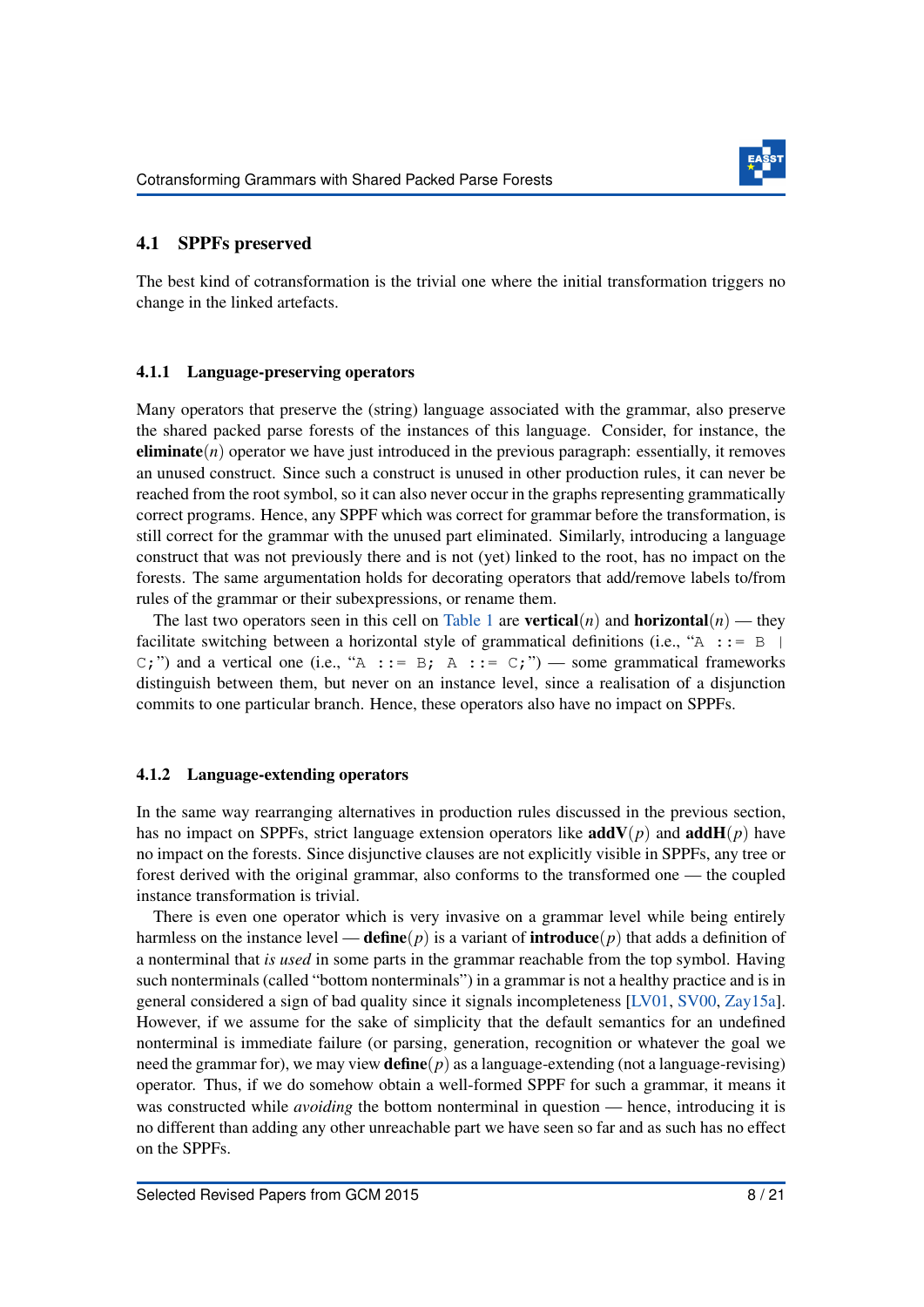## 4.1 SPPFs preserved

The best kind of cotransformation is the trivial one where the initial transformation triggers no change in the linked artefacts.

### 4.1.1 Language-preserving operators

Many operators that preserve the (string) language associated with the grammar, also preserve the shared packed parse forests of the instances of this language. Consider, for instance, the **eliminate**$(n)$ operator we have just introduced in the previous paragraph: essentially, it removes an unused construct. Since such a construct is unused in other production rules, it can never be reached from the root symbol, so it can also never occur in the graphs representing grammatically correct programs. Hence, any SPPF which was correct for grammar before the transformation, is still correct for the grammar with the unused part eliminated. Similarly, introducing a language construct that was not previously there and is not (yet) linked to the root, has no impact on the forests. The same argumentation holds for decorating operators that add/remove labels to/from rules of the grammar or their subexpressions, or rename them.

The last two operators seen in this cell on Table 1 are **vertical**$(n)$ and **horizontal**$(n)$ — they facilitate switching between a horizontal style of grammatical definitions (i.e., "`A ::= B | C;`") and a vertical one (i.e., "`A ::= B; A ::= C;`") — some grammatical frameworks distinguish between them, but never on an instance level, since a realisation of a disjunction commits to one particular branch. Hence, these operators also have no impact on SPPFs.

### 4.1.2 Language-extending operators

In the same way rearranging alternatives in production rules discussed in the previous section, has no impact on SPPFs, strict language extension operators like **addV**$(p)$ and **addH**$(p)$ have no impact on the forests. Since disjunctive clauses are not explicitly visible in SPPFs, any tree or forest derived with the original grammar, also conforms to the transformed one — the coupled instance transformation is trivial.

There is even one operator which is very invasive on a grammar level while being entirely harmless on the instance level — **define**$(p)$ is a variant of **introduce**$(p)$ that adds a definition of a nonterminal that *is used* in some parts in the grammar reachable from the top symbol. Having such nonterminals (called "bottom nonterminals") in a grammar is not a healthy practice and is in general considered a sign of bad quality since it signals incompleteness [LV01, SV00, Zay15a]. However, if we assume for the sake of simplicity that the default semantics for an undefined nonterminal is immediate failure (or parsing, generation, recognition or whatever the goal we need the grammar for), we may view **define**$(p)$ as a language-extending (not a language-revising) operator. Thus, if we do somehow obtain a well-formed SPPF for such a grammar, it means it was constructed while *avoiding* the bottom nonterminal in question — hence, introducing it is no different than adding any other unreachable part we have seen so far and as such has no effect on the SPPFs.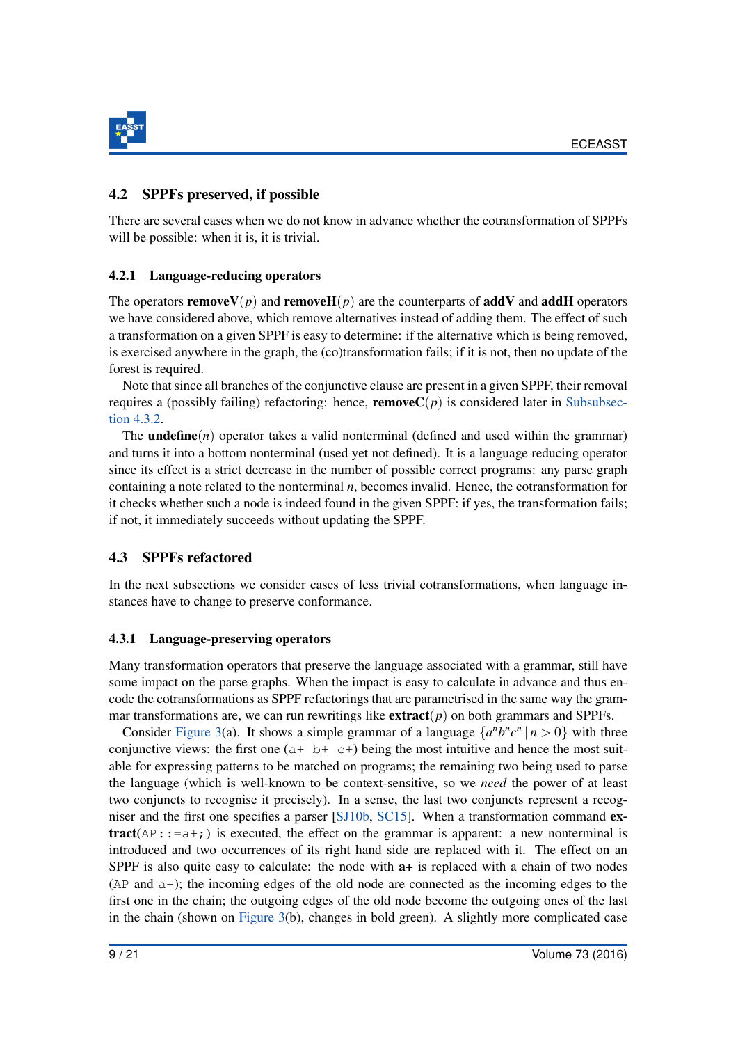### 4.2 SPPFs preserved, if possible

There are several cases when we do not know in advance whether the cotransformation of SPPFs will be possible: when it is, it is trivial.

#### 4.2.1 Language-reducing operators

The operators **removeV**($p$) and **removeH**($p$) are the counterparts of **addV** and **addH** operators we have considered above, which remove alternatives instead of adding them. The effect of such a transformation on a given SPPF is easy to determine: if the alternative which is being removed, is exercised anywhere in the graph, the (co)transformation fails; if it is not, then no update of the forest is required.

Note that since all branches of the conjunctive clause are present in a given SPPF, their removal requires a (possibly failing) refactoring: hence, **removeC**($p$) is considered later in Subsubsection 4.3.2.

The **undefine**($n$) operator takes a valid nonterminal (defined and used within the grammar) and turns it into a bottom nonterminal (used yet not defined). It is a language reducing operator since its effect is a strict decrease in the number of possible correct programs: any parse graph containing a note related to the nonterminal $n$, becomes invalid. Hence, the cotransformation for it checks whether such a node is indeed found in the given SPPF: if yes, the transformation fails; if not, it immediately succeeds without updating the SPPF.

### 4.3 SPPFs refactored

In the next subsections we consider cases of less trivial cotransformations, when language instances have to change to preserve conformance.

#### 4.3.1 Language-preserving operators

Many transformation operators that preserve the language associated with a grammar, still have some impact on the parse graphs. When the impact is easy to calculate in advance and thus encode the cotransformations as SPPF refactorings that are parametrised in the same way the grammar transformations are, we can run rewritings like **extract**($p$) on both grammars and SPPFs.

Consider Figure 3(a). It shows a simple grammar of a language $\{a^n b^n c^n \mid n > 0\}$ with three conjunctive views: the first one (`a+ b+ c+`) being the most intuitive and hence the most suitable for expressing patterns to be matched on programs; the remaining two being used to parse the language (which is well-known to be context-sensitive, so we *need* the power of at least two conjuncts to recognise it precisely). In a sense, the last two conjuncts represent a recogniser and the first one specifies a parser [SJ10b, SC15]. When a transformation command **extract**(`AP::=a+;`) is executed, the effect on the grammar is apparent: a new nonterminal is introduced and two occurrences of its right hand side are replaced with it. The effect on an SPPF is also quite easy to calculate: the node with **a+** is replaced with a chain of two nodes (`AP` and `a+`); the incoming edges of the old node are connected as the incoming edges to the first one in the chain; the outgoing edges of the old node become the outgoing ones of the last in the chain (shown on Figure 3(b), changes in bold green). A slightly more complicated case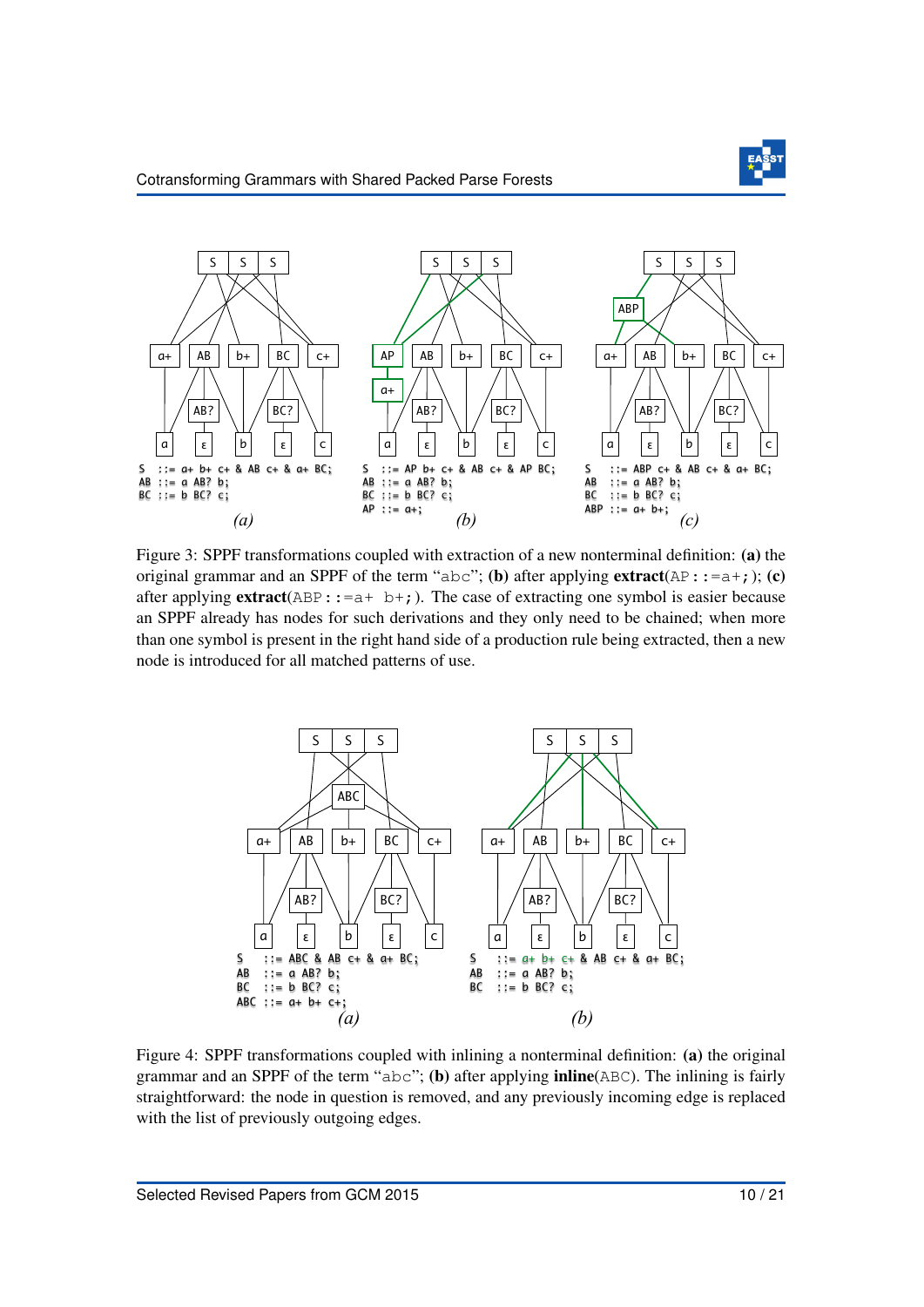```
S  ::= a+ b+ c+ & AB c+ & a+ BC;
AB ::= a AB? b;
BC ::= b BC? c;
```

*(a)*

```
S  ::= AP b+ c+ & AB c+ & AP BC;
AB ::= a AB? b;
BC ::= b BC? c;
AP ::= a+;
```

*(b)*

```
S   ::= ABP c+ & AB c+ & a+ BC;
AB  ::= a AB? b;
BC  ::= b BC? c;
ABP ::= a+ b+;
```

*(c)*

Figure 3: SPPF transformations coupled with extraction of a new nonterminal definition: **(a)** the original grammar and an SPPF of the term "abc"; **(b)** after applying **extract**(`AP::=a+;`); **(c)** after applying **extract**(`ABP::=a+ b+;`). The case of extracting one symbol is easier because an SPPF already has nodes for such derivations and they only need to be chained; when more than one symbol is present in the right hand side of a production rule being extracted, then a new node is introduced for all matched patterns of use.

```
S   ::= ABC & AB c+ & a+ BC;
AB  ::= a AB? b;
BC  ::= b BC? c;
ABC ::= a+ b+ c+;
```

*(a)*

```
S  ::= a+ b+ c+ & AB c+ & a+ BC;
AB ::= a AB? b;
BC ::= b BC? c;
```

*(b)*

Figure 4: SPPF transformations coupled with inlining a nonterminal definition: **(a)** the original grammar and an SPPF of the term "abc"; **(b)** after applying **inline**(ABC). The inlining is fairly straightforward: the node in question is removed, and any previously incoming edge is replaced with the list of previously outgoing edges.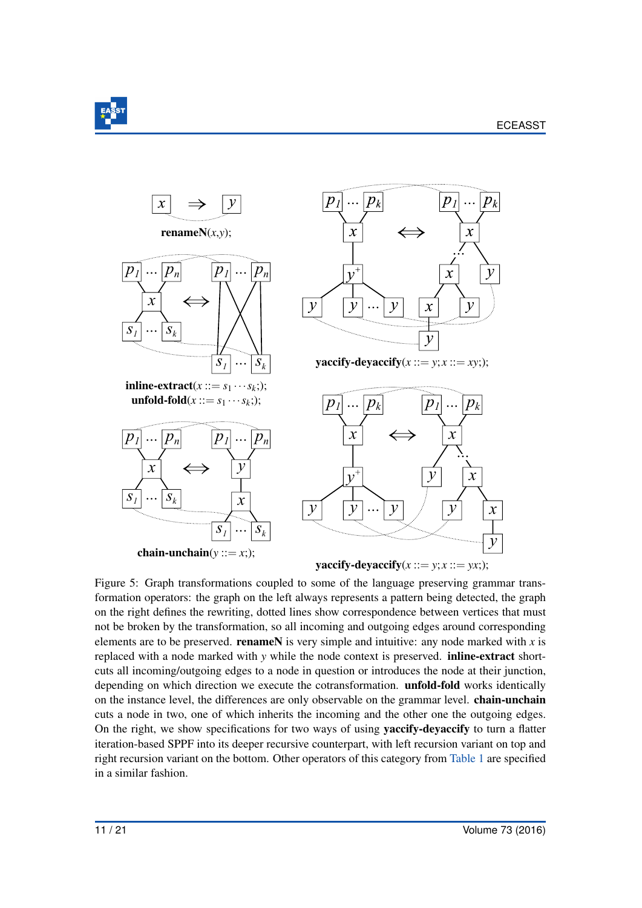**renameN**($x$,$y$);

**inline-extract**($x ::= s_1 \cdots s_k$;);
**unfold-fold**($x ::= s_1 \cdots s_k$;);

**chain-unchain**($y ::= x$;);

**yaccify-deyaccify**($x ::= y$;$x ::= xy$;);

**yaccify-deyaccify**($x ::= y$;$x ::= yx$;);

Figure 5: Graph transformations coupled to some of the language preserving grammar transformation operators: the graph on the left always represents a pattern being detected, the graph on the right defines the rewriting, dotted lines show correspondence between vertices that must not be broken by the transformation, so all incoming and outgoing edges around corresponding elements are to be preserved. **renameN** is very simple and intuitive: any node marked with $x$ is replaced with a node marked with $y$ while the node context is preserved. **inline-extract** shortcuts all incoming/outgoing edges to a node in question or introduces the node at their junction, depending on which direction we execute the cotransformation. **unfold-fold** works identically on the instance level, the differences are only observable on the grammar level. **chain-unchain** cuts a node in two, one of which inherits the incoming and the other one the outgoing edges. On the right, we show specifications for two ways of using **yaccify-deyaccify** to turn a flatter iteration-based SPPF into its deeper recursive counterpart, with left recursion variant on top and right recursion variant on the bottom. Other operators of this category from Table 1 are specified in a similar fashion.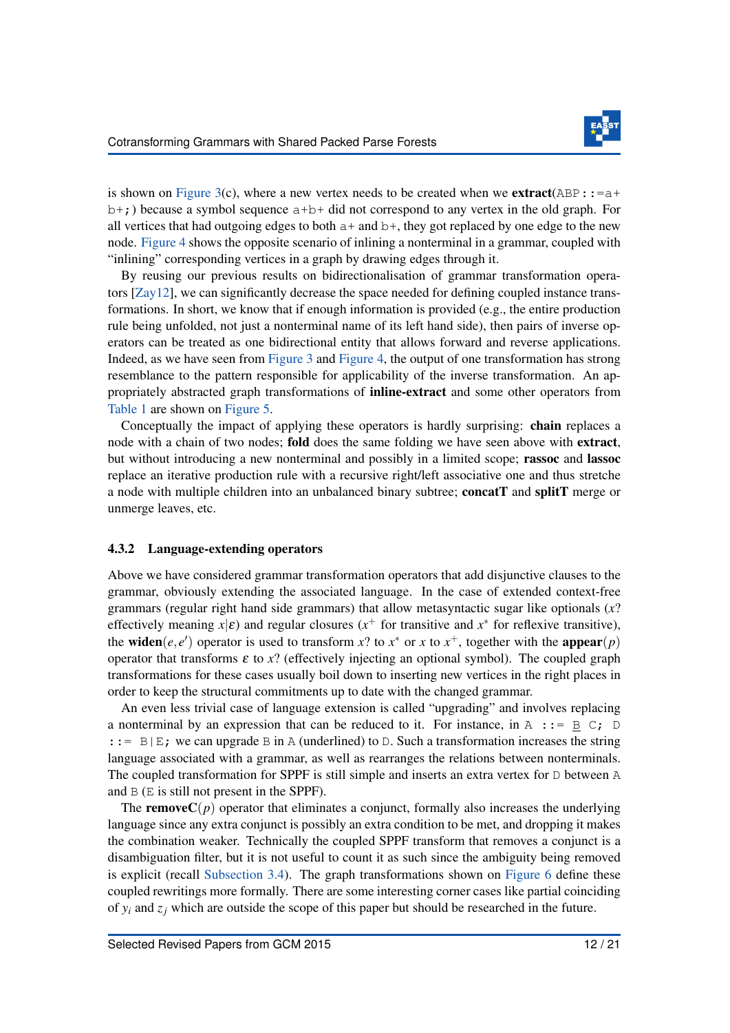is shown on Figure 3(c), where a new vertex needs to be created when we **extract**(`ABP::=a+ b+;`) because a symbol sequence `a+b+` did not correspond to any vertex in the old graph. For all vertices that had outgoing edges to both `a+` and `b+`, they got replaced by one edge to the new node. Figure 4 shows the opposite scenario of inlining a nonterminal in a grammar, coupled with "inlining" corresponding vertices in a graph by drawing edges through it.

By reusing our previous results on bidirectionalisation of grammar transformation operators [Zay12], we can significantly decrease the space needed for defining coupled instance transformations. In short, we know that if enough information is provided (e.g., the entire production rule being unfolded, not just a nonterminal name of its left hand side), then pairs of inverse operators can be treated as one bidirectional entity that allows forward and reverse applications. Indeed, as we have seen from Figure 3 and Figure 4, the output of one transformation has strong resemblance to the pattern responsible for applicability of the inverse transformation. An appropriately abstracted graph transformations of **inline-extract** and some other operators from Table 1 are shown on Figure 5.

Conceptually the impact of applying these operators is hardly surprising: **chain** replaces a node with a chain of two nodes; **fold** does the same folding we have seen above with **extract**, but without introducing a new nonterminal and possibly in a limited scope; **rassoc** and **lassoc** replace an iterative production rule with a recursive right/left associative one and thus stretche a node with multiple children into an unbalanced binary subtree; **concatT** and **splitT** merge or unmerge leaves, etc.

### 4.3.2 Language-extending operators

Above we have considered grammar transformation operators that add disjunctive clauses to the grammar, obviously extending the associated language. In the case of extended context-free grammars (regular right hand side grammars) that allow metasyntactic sugar like optionals ($x?$ effectively meaning $x|\varepsilon$) and regular closures ($x^+$ for transitive and $x^*$ for reflexive transitive), the **widen**$(e,e')$ operator is used to transform $x?$ to $x^*$ or $x$ to $x^+$, together with the **appear**$(p)$ operator that transforms $\varepsilon$ to $x?$ (effectively injecting an optional symbol). The coupled graph transformations for these cases usually boil down to inserting new vertices in the right places in order to keep the structural commitments up to date with the changed grammar.

An even less trivial case of language extension is called "upgrading" and involves replacing a nonterminal by an expression that can be reduced to it. For instance, in `A ::=` <u>`B`</u> `C; D ::= B|E;` we can upgrade `B` in `A` (underlined) to `D`. Such a transformation increases the string language associated with a grammar, as well as rearranges the relations between nonterminals. The coupled transformation for SPPF is still simple and inserts an extra vertex for `D` between `A` and `B` (`E` is still not present in the SPPF).

The **removeC**$(p)$ operator that eliminates a conjunct, formally also increases the underlying language since any extra conjunct is possibly an extra condition to be met, and dropping it makes the combination weaker. Technically the coupled SPPF transform that removes a conjunct is a disambiguation filter, but it is not useful to count it as such since the ambiguity being removed is explicit (recall Subsection 3.4). The graph transformations shown on Figure 6 define these coupled rewritings more formally. There are some interesting corner cases like partial coinciding of $y_i$ and $z_j$ which are outside the scope of this paper but should be researched in the future.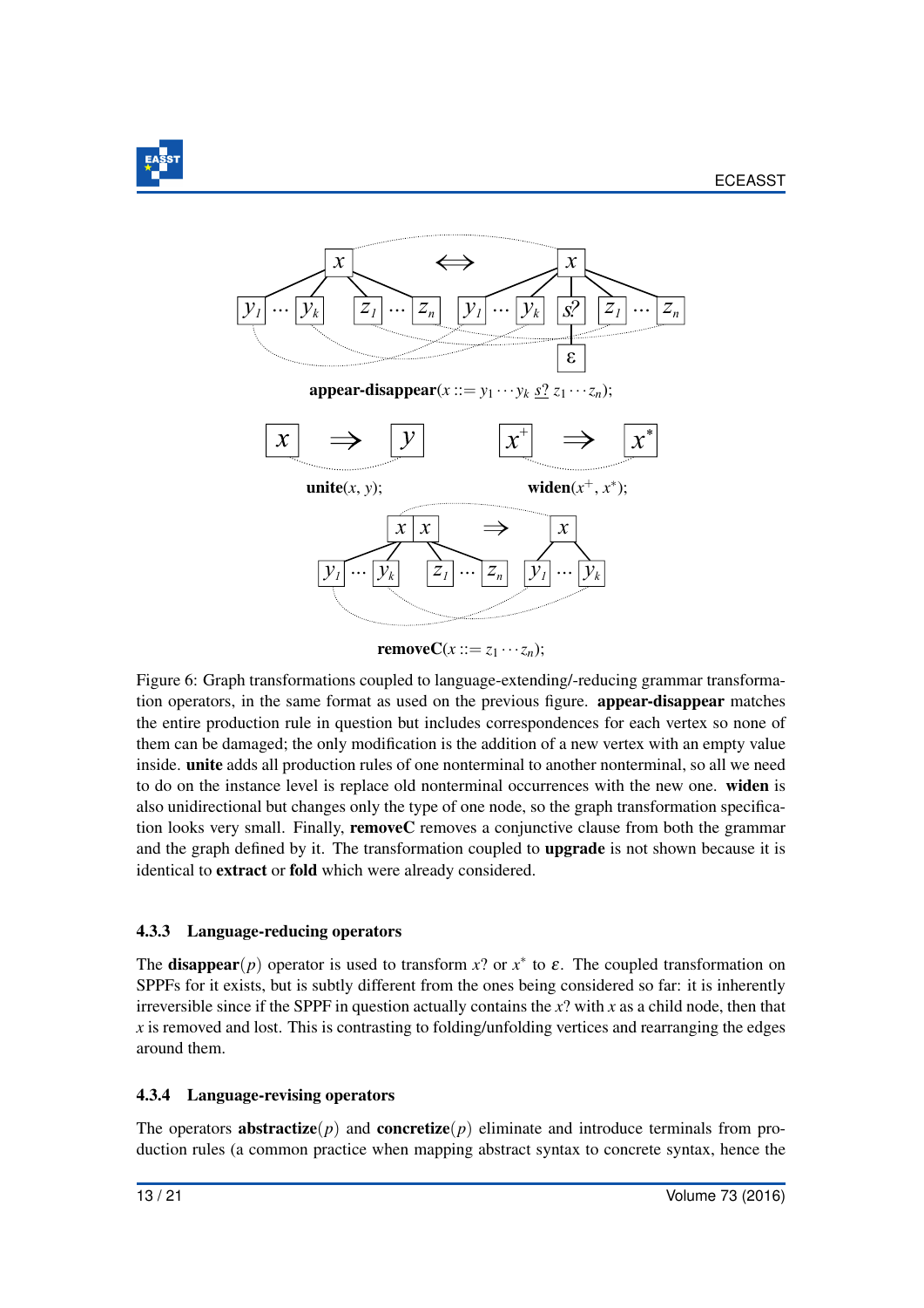**appear-disappear**($x ::= y_1 \cdots y_k \ \underline{s?} \ z_1 \cdots z_n$);

**unite**($x$, $y$);

**widen**($x^+$, $x^*$);

**removeC**($x ::= z_1 \cdots z_n$);

Figure 6: Graph transformations coupled to language-extending/-reducing grammar transformation operators, in the same format as used on the previous figure. **appear-disappear** matches the entire production rule in question but includes correspondences for each vertex so none of them can be damaged; the only modification is the addition of a new vertex with an empty value inside. **unite** adds all production rules of one nonterminal to another nonterminal, so all we need to do on the instance level is replace old nonterminal occurrences with the new one. **widen** is also unidirectional but changes only the type of one node, so the graph transformation specification looks very small. Finally, **removeC** removes a conjunctive clause from both the grammar and the graph defined by it. The transformation coupled to **upgrade** is not shown because it is identical to **extract** or **fold** which were already considered.

### 4.3.3 Language-reducing operators

The **disappear**($p$) operator is used to transform $x?$ or $x^*$ to $\varepsilon$. The coupled transformation on SPPFs for it exists, but is subtly different from the ones being considered so far: it is inherently irreversible since if the SPPF in question actually contains the $x?$ with $x$ as a child node, then that $x$ is removed and lost. This is contrasting to folding/unfolding vertices and rearranging the edges around them.

### 4.3.4 Language-revising operators

The operators **abstractize**($p$) and **concretize**($p$) eliminate and introduce terminals from production rules (a common practice when mapping abstract syntax to concrete syntax, hence the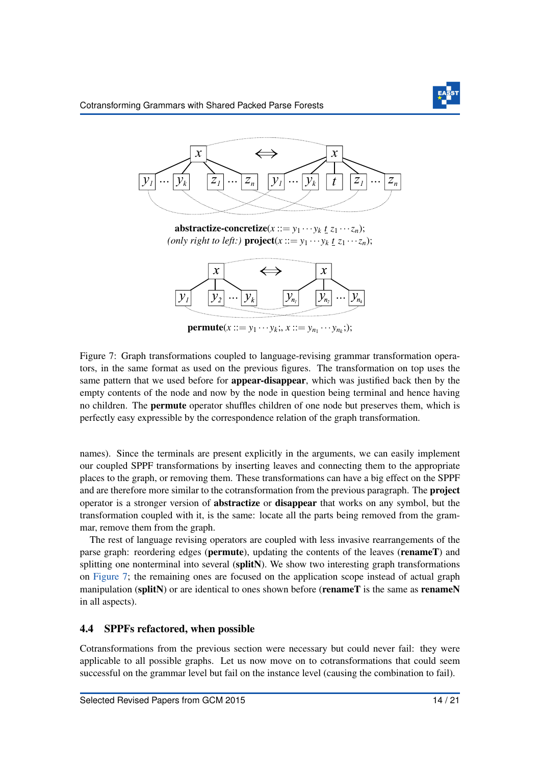**abstractize-concretize**($x ::= y_1 \cdots y_k \ \underline{t} \ z_1 \cdots z_n$);
*(only right to left:)* **project**($x ::= y_1 \cdots y_k \ \underline{t} \ z_1 \cdots z_n$);

**permute**($x ::= y_1 \cdots y_k;, x ::= y_{n_1} \cdots y_{n_k};$);

Figure 7: Graph transformations coupled to language-revising grammar transformation operators, in the same format as used on the previous figures. The transformation on top uses the same pattern that we used before for **appear-disappear**, which was justified back then by the empty contents of the node and now by the node in question being terminal and hence having no children. The **permute** operator shuffles children of one node but preserves them, which is perfectly easy expressible by the correspondence relation of the graph transformation.

names). Since the terminals are present explicitly in the arguments, we can easily implement our coupled SPPF transformations by inserting leaves and connecting them to the appropriate places to the graph, or removing them. These transformations can have a big effect on the SPPF and are therefore more similar to the cotransformation from the previous paragraph. The **project** operator is a stronger version of **abstractize** or **disappear** that works on any symbol, but the transformation coupled with it, is the same: locate all the parts being removed from the grammar, remove them from the graph.

The rest of language revising operators are coupled with less invasive rearrangements of the parse graph: reordering edges (**permute**), updating the contents of the leaves (**renameT**) and splitting one nonterminal into several (**splitN**). We show two interesting graph transformations on Figure 7; the remaining ones are focused on the application scope instead of actual graph manipulation (**splitN**) or are identical to ones shown before (**renameT** is the same as **renameN** in all aspects).

## 4.4 SPPFs refactored, when possible

Cotransformations from the previous section were necessary but could never fail: they were applicable to all possible graphs. Let us now move on to cotransformations that could seem successful on the grammar level but fail on the instance level (causing the combination to fail).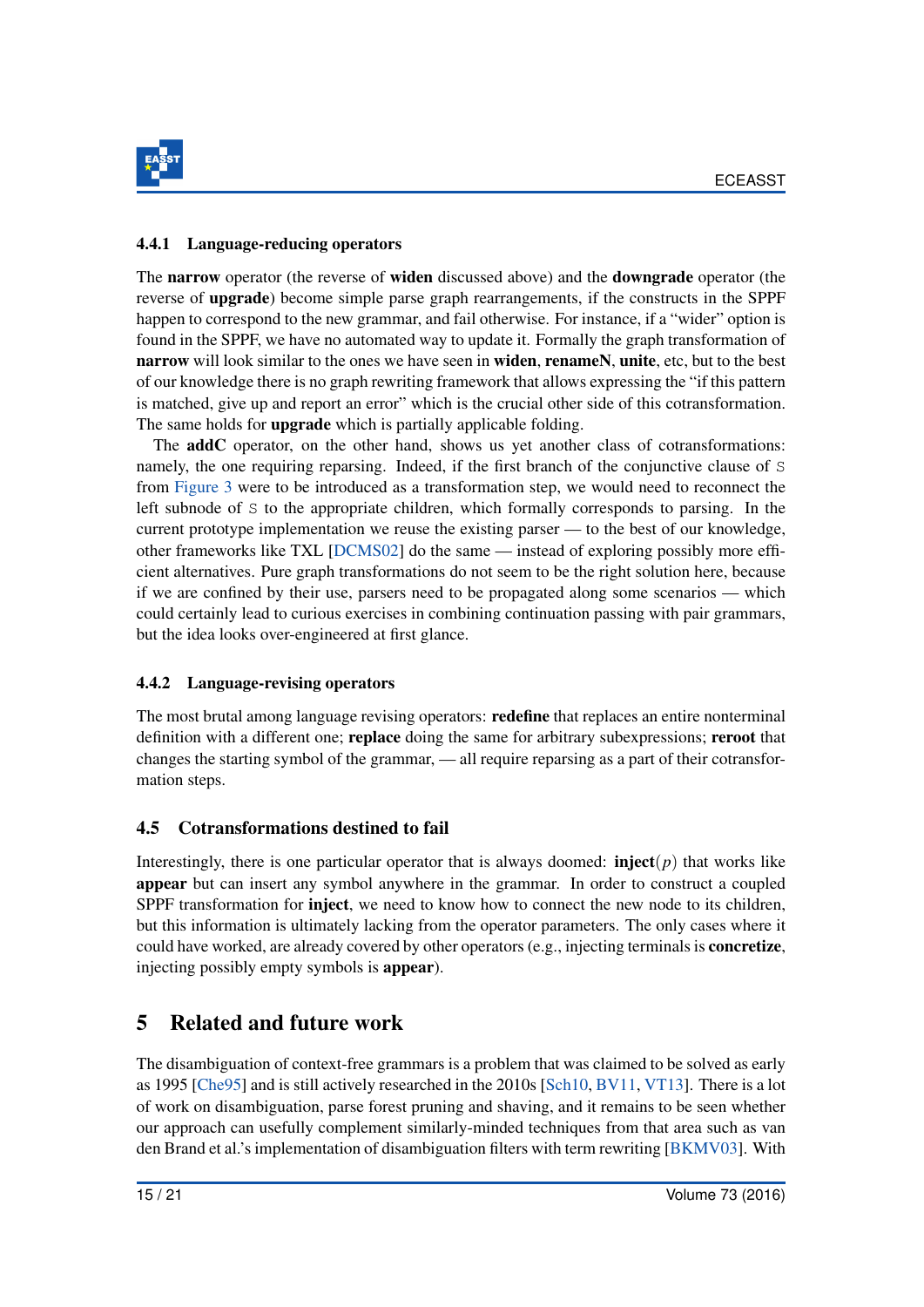#### 4.4.1 Language-reducing operators

The **narrow** operator (the reverse of **widen** discussed above) and the **downgrade** operator (the reverse of **upgrade**) become simple parse graph rearrangements, if the constructs in the SPPF happen to correspond to the new grammar, and fail otherwise. For instance, if a "wider" option is found in the SPPF, we have no automated way to update it. Formally the graph transformation of **narrow** will look similar to the ones we have seen in **widen**, **renameN**, **unite**, etc, but to the best of our knowledge there is no graph rewriting framework that allows expressing the "if this pattern is matched, give up and report an error" which is the crucial other side of this cotransformation. The same holds for **upgrade** which is partially applicable folding.

The **addC** operator, on the other hand, shows us yet another class of cotransformations: namely, the one requiring reparsing. Indeed, if the first branch of the conjunctive clause of `S` from Figure 3 were to be introduced as a transformation step, we would need to reconnect the left subnode of `S` to the appropriate children, which formally corresponds to parsing. In the current prototype implementation we reuse the existing parser — to the best of our knowledge, other frameworks like TXL [DCMS02] do the same — instead of exploring possibly more efficient alternatives. Pure graph transformations do not seem to be the right solution here, because if we are confined by their use, parsers need to be propagated along some scenarios — which could certainly lead to curious exercises in combining continuation passing with pair grammars, but the idea looks over-engineered at first glance.

#### 4.4.2 Language-revising operators

The most brutal among language revising operators: **redefine** that replaces an entire nonterminal definition with a different one; **replace** doing the same for arbitrary subexpressions; **reroot** that changes the starting symbol of the grammar, — all require reparsing as a part of their cotransformation steps.

### 4.5 Cotransformations destined to fail

Interestingly, there is one particular operator that is always doomed: **inject**$(p)$ that works like **appear** but can insert any symbol anywhere in the grammar. In order to construct a coupled SPPF transformation for **inject**, we need to know how to connect the new node to its children, but this information is ultimately lacking from the operator parameters. The only cases where it could have worked, are already covered by other operators (e.g., injecting terminals is **concretize**, injecting possibly empty symbols is **appear**).

## 5 Related and future work

The disambiguation of context-free grammars is a problem that was claimed to be solved as early as 1995 [Che95] and is still actively researched in the 2010s [Sch10, BV11, VT13]. There is a lot of work on disambiguation, parse forest pruning and shaving, and it remains to be seen whether our approach can usefully complement similarly-minded techniques from that area such as van den Brand et al.'s implementation of disambiguation filters with term rewriting [BKMV03]. With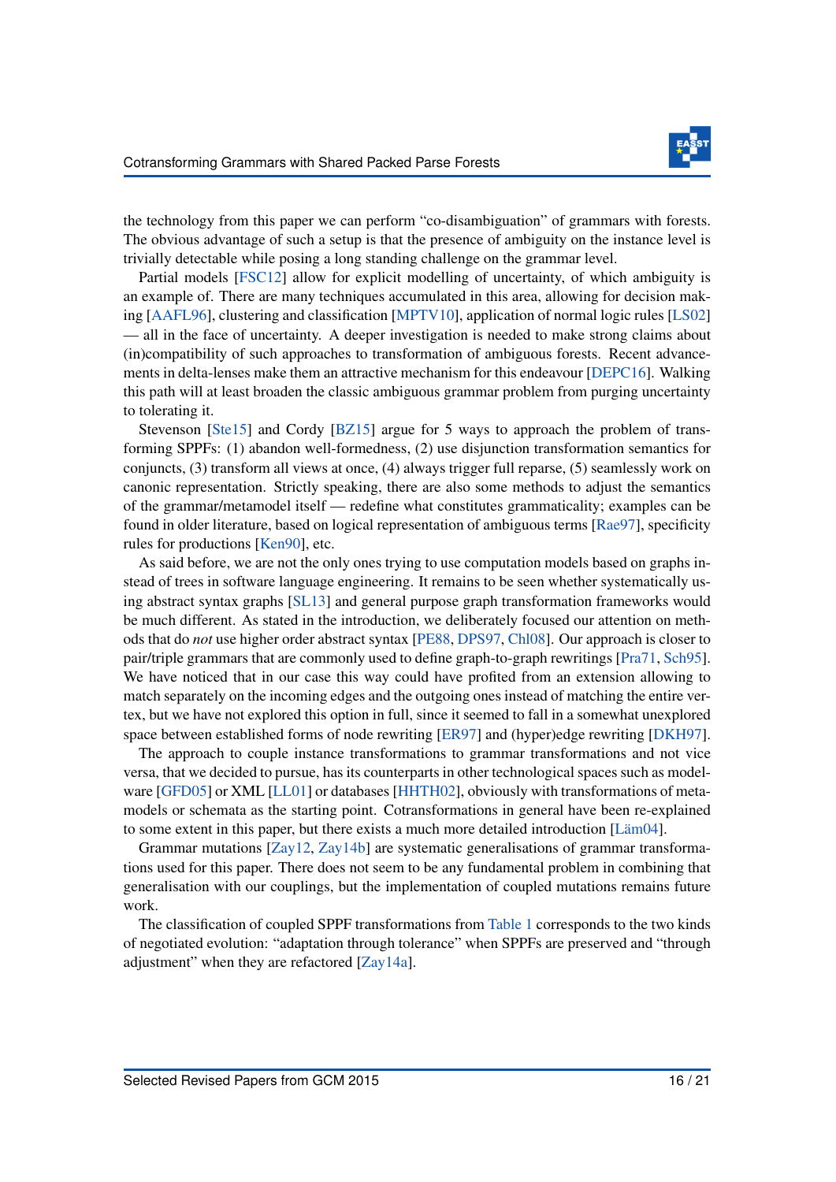the technology from this paper we can perform “co-disambiguation” of grammars with forests. The obvious advantage of such a setup is that the presence of ambiguity on the instance level is trivially detectable while posing a long standing challenge on the grammar level.

Partial models [FSC12] allow for explicit modelling of uncertainty, of which ambiguity is an example of. There are many techniques accumulated in this area, allowing for decision making [AAFL96], clustering and classification [MPTV10], application of normal logic rules [LS02] — all in the face of uncertainty. A deeper investigation is needed to make strong claims about (in)compatibility of such approaches to transformation of ambiguous forests. Recent advancements in delta-lenses make them an attractive mechanism for this endeavour [DEPC16]. Walking this path will at least broaden the classic ambiguous grammar problem from purging uncertainty to tolerating it.

Stevenson [Ste15] and Cordy [BZ15] argue for 5 ways to approach the problem of transforming SPPFs: (1) abandon well-formedness, (2) use disjunction transformation semantics for conjuncts, (3) transform all views at once, (4) always trigger full reparse, (5) seamlessly work on canonic representation. Strictly speaking, there are also some methods to adjust the semantics of the grammar/metamodel itself — redefine what constitutes grammaticality; examples can be found in older literature, based on logical representation of ambiguous terms [Rae97], specificity rules for productions [Ken90], etc.

As said before, we are not the only ones trying to use computation models based on graphs instead of trees in software language engineering. It remains to be seen whether systematically using abstract syntax graphs [SL13] and general purpose graph transformation frameworks would be much different. As stated in the introduction, we deliberately focused our attention on methods that do *not* use higher order abstract syntax [PE88, DPS97, Chl08]. Our approach is closer to pair/triple grammars that are commonly used to define graph-to-graph rewritings [Pra71, Sch95]. We have noticed that in our case this way could have profited from an extension allowing to match separately on the incoming edges and the outgoing ones instead of matching the entire vertex, but we have not explored this option in full, since it seemed to fall in a somewhat unexplored space between established forms of node rewriting [ER97] and (hyper)edge rewriting [DKH97].

The approach to couple instance transformations to grammar transformations and not vice versa, that we decided to pursue, has its counterparts in other technological spaces such as modelware [GFD05] or XML [LL01] or databases [HHTH02], obviously with transformations of metamodels or schemata as the starting point. Cotransformations in general have been re-explained to some extent in this paper, but there exists a much more detailed introduction [Läm04].

Grammar mutations [Zay12, Zay14b] are systematic generalisations of grammar transformations used for this paper. There does not seem to be any fundamental problem in combining that generalisation with our couplings, but the implementation of coupled mutations remains future work.

The classification of coupled SPPF transformations from Table 1 corresponds to the two kinds of negotiated evolution: “adaptation through tolerance” when SPPFs are preserved and “through adjustment” when they are refactored [Zay14a].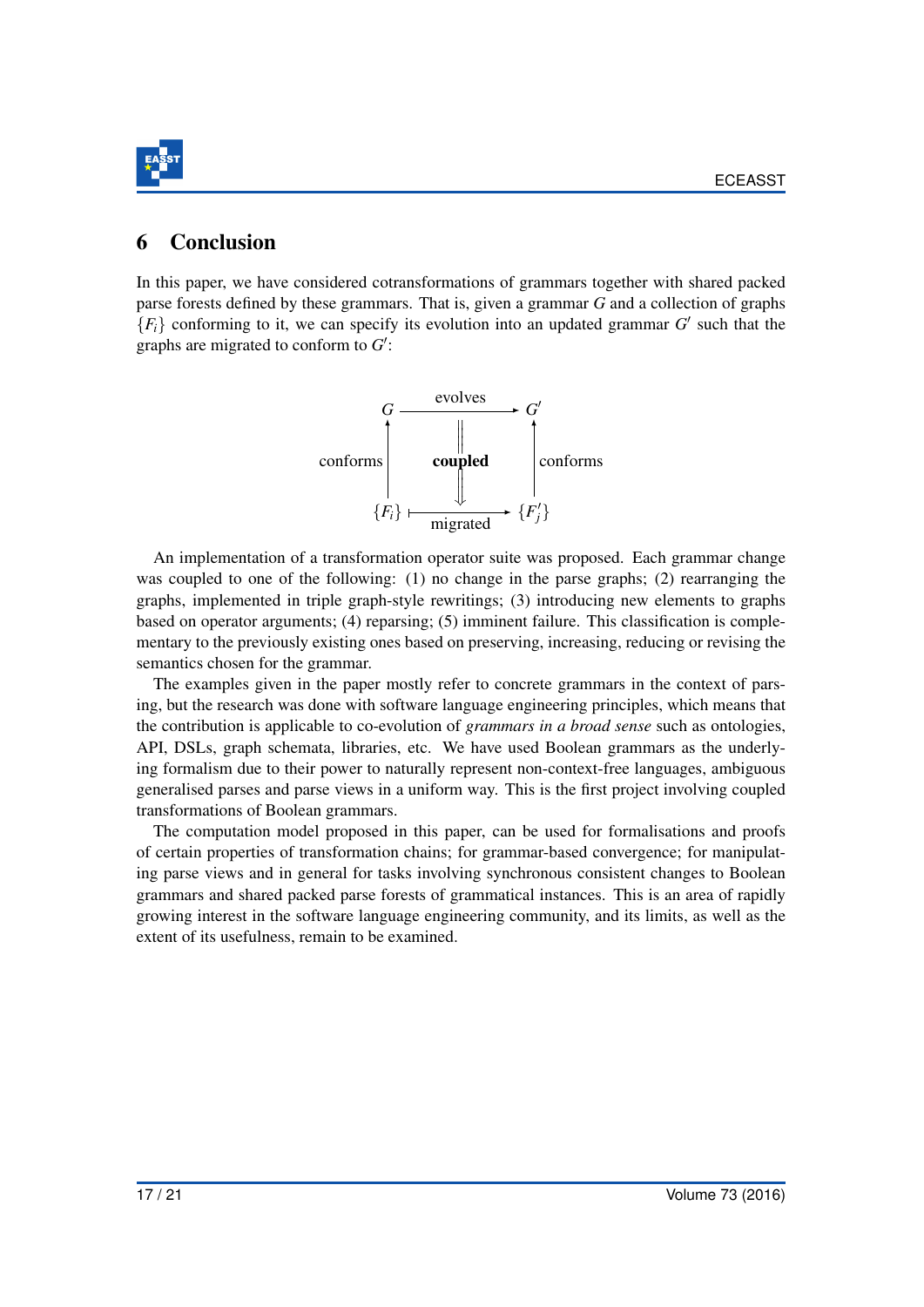## 6 Conclusion

In this paper, we have considered cotransformations of grammars together with shared packed parse forests defined by these grammars. That is, given a grammar $G$ and a collection of graphs $\{F_i\}$ conforming to it, we can specify its evolution into an updated grammar $G'$ such that the graphs are migrated to conform to $G'$:

$$\begin{array}{ccc} G & \xrightarrow{\text{evolves}} & G' \\ \text{conforms}\ \uparrow & \Downarrow\ \textbf{coupled} & \uparrow\ \text{conforms} \\ \{F_i\} & \stackrel{\text{migrated}}{\longmapsto} & \{F'_j\} \end{array}$$

An implementation of a transformation operator suite was proposed. Each grammar change was coupled to one of the following: (1) no change in the parse graphs; (2) rearranging the graphs, implemented in triple graph-style rewritings; (3) introducing new elements to graphs based on operator arguments; (4) reparsing; (5) imminent failure. This classification is complementary to the previously existing ones based on preserving, increasing, reducing or revising the semantics chosen for the grammar.

The examples given in the paper mostly refer to concrete grammars in the context of parsing, but the research was done with software language engineering principles, which means that the contribution is applicable to co-evolution of *grammars in a broad sense* such as ontologies, API, DSLs, graph schemata, libraries, etc. We have used Boolean grammars as the underlying formalism due to their power to naturally represent non-context-free languages, ambiguous generalised parses and parse views in a uniform way. This is the first project involving coupled transformations of Boolean grammars.

The computation model proposed in this paper, can be used for formalisations and proofs of certain properties of transformation chains; for grammar-based convergence; for manipulating parse views and in general for tasks involving synchronous consistent changes to Boolean grammars and shared packed parse forests of grammatical instances. This is an area of rapidly growing interest in the software language engineering community, and its limits, as well as the extent of its usefulness, remain to be examined.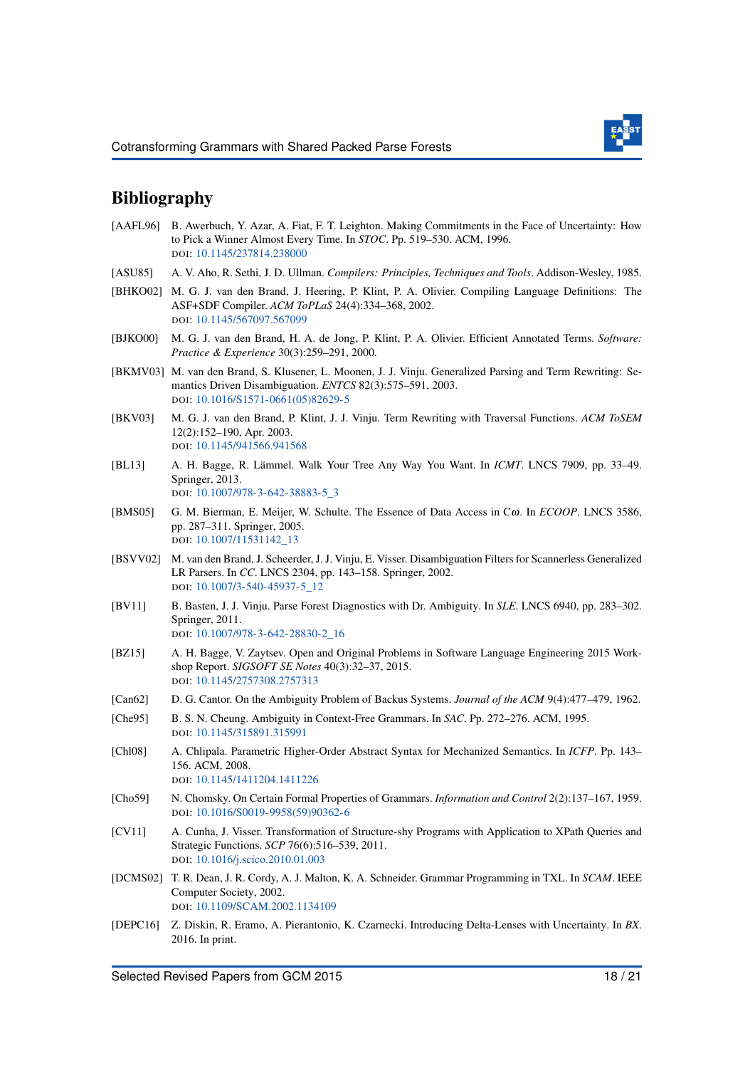# Bibliography

[AAFL96] B. Awerbuch, Y. Azar, A. Fiat, F. T. Leighton. Making Commitments in the Face of Uncertainty: How to Pick a Winner Almost Every Time. In *STOC*. Pp. 519–530. ACM, 1996.
DOI: 10.1145/237814.238000

[ASU85] A. V. Aho, R. Sethi, J. D. Ullman. *Compilers: Principles, Techniques and Tools*. Addison-Wesley, 1985.

[BHKO02] M. G. J. van den Brand, J. Heering, P. Klint, P. A. Olivier. Compiling Language Definitions: The ASF+SDF Compiler. *ACM ToPLaS* 24(4):334–368, 2002.
DOI: 10.1145/567097.567099

[BJKO00] M. G. J. van den Brand, H. A. de Jong, P. Klint, P. A. Olivier. Efficient Annotated Terms. *Software: Practice & Experience* 30(3):259–291, 2000.

[BKMV03] M. van den Brand, S. Klusener, L. Moonen, J. J. Vinju. Generalized Parsing and Term Rewriting: Semantics Driven Disambiguation. *ENTCS* 82(3):575–591, 2003.
DOI: 10.1016/S1571-0661(05)82629-5

[BKV03] M. G. J. van den Brand, P. Klint, J. J. Vinju. Term Rewriting with Traversal Functions. *ACM ToSEM* 12(2):152–190, Apr. 2003.
DOI: 10.1145/941566.941568

[BL13] A. H. Bagge, R. Lämmel. Walk Your Tree Any Way You Want. In *ICMT*. LNCS 7909, pp. 33–49. Springer, 2013.
DOI: 10.1007/978-3-642-38883-5_3

[BMS05] G. M. Bierman, E. Meijer, W. Schulte. The Essence of Data Access in Cω. In *ECOOP*. LNCS 3586, pp. 287–311. Springer, 2005.
DOI: 10.1007/11531142_13

[BSVV02] M. van den Brand, J. Scheerder, J. J. Vinju, E. Visser. Disambiguation Filters for Scannerless Generalized LR Parsers. In *CC*. LNCS 2304, pp. 143–158. Springer, 2002.
DOI: 10.1007/3-540-45937-5_12

[BV11] B. Basten, J. J. Vinju. Parse Forest Diagnostics with Dr. Ambiguity. In *SLE*. LNCS 6940, pp. 283–302. Springer, 2011.
DOI: 10.1007/978-3-642-28830-2_16

[BZ15] A. H. Bagge, V. Zaytsev. Open and Original Problems in Software Language Engineering 2015 Workshop Report. *SIGSOFT SE Notes* 40(3):32–37, 2015.
DOI: 10.1145/2757308.2757313

[Can62] D. G. Cantor. On the Ambiguity Problem of Backus Systems. *Journal of the ACM* 9(4):477–479, 1962.

[Che95] B. S. N. Cheung. Ambiguity in Context-Free Grammars. In *SAC*. Pp. 272–276. ACM, 1995.
DOI: 10.1145/315891.315991

[Chl08] A. Chlipala. Parametric Higher-Order Abstract Syntax for Mechanized Semantics. In *ICFP*. Pp. 143–156. ACM, 2008.
DOI: 10.1145/1411204.1411226

[Cho59] N. Chomsky. On Certain Formal Properties of Grammars. *Information and Control* 2(2):137–167, 1959.
DOI: 10.1016/S0019-9958(59)90362-6

[CV11] A. Cunha, J. Visser. Transformation of Structure-shy Programs with Application to XPath Queries and Strategic Functions. *SCP* 76(6):516–539, 2011.
DOI: 10.1016/j.scico.2010.01.003

[DCMS02] T. R. Dean, J. R. Cordy, A. J. Malton, K. A. Schneider. Grammar Programming in TXL. In *SCAM*. IEEE Computer Society, 2002.
DOI: 10.1109/SCAM.2002.1134109

[DEPC16] Z. Diskin, R. Eramo, A. Pierantonio, K. Czarnecki. Introducing Delta-Lenses with Uncertainty. In *BX*. 2016. In print.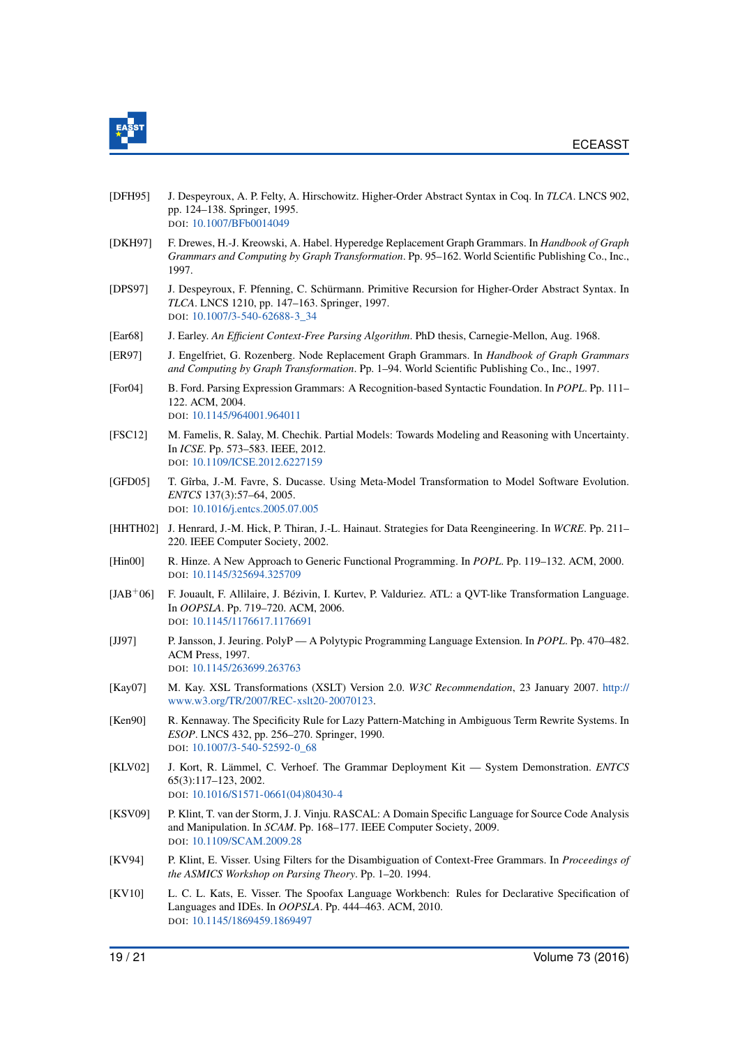[DFH95] J. Despeyroux, A. P. Felty, A. Hirschowitz. Higher-Order Abstract Syntax in Coq. In *TLCA*. LNCS 902, pp. 124–138. Springer, 1995.
DOI: 10.1007/BFb0014049

[DKH97] F. Drewes, H.-J. Kreowski, A. Habel. Hyperedge Replacement Graph Grammars. In *Handbook of Graph Grammars and Computing by Graph Transformation*. Pp. 95–162. World Scientific Publishing Co., Inc., 1997.

[DPS97] J. Despeyroux, F. Pfenning, C. Schürmann. Primitive Recursion for Higher-Order Abstract Syntax. In *TLCA*. LNCS 1210, pp. 147–163. Springer, 1997.
DOI: 10.1007/3-540-62688-3_34

[Ear68] J. Earley. *An Efficient Context-Free Parsing Algorithm*. PhD thesis, Carnegie-Mellon, Aug. 1968.

[ER97] J. Engelfriet, G. Rozenberg. Node Replacement Graph Grammars. In *Handbook of Graph Grammars and Computing by Graph Transformation*. Pp. 1–94. World Scientific Publishing Co., Inc., 1997.

[For04] B. Ford. Parsing Expression Grammars: A Recognition-based Syntactic Foundation. In *POPL*. Pp. 111–122. ACM, 2004.
DOI: 10.1145/964001.964011

[FSC12] M. Famelis, R. Salay, M. Chechik. Partial Models: Towards Modeling and Reasoning with Uncertainty. In *ICSE*. Pp. 573–583. IEEE, 2012.
DOI: 10.1109/ICSE.2012.6227159

[GFD05] T. Gîrba, J.-M. Favre, S. Ducasse. Using Meta-Model Transformation to Model Software Evolution. *ENTCS* 137(3):57–64, 2005.
DOI: 10.1016/j.entcs.2005.07.005

[HHTH02] J. Henrard, J.-M. Hick, P. Thiran, J.-L. Hainaut. Strategies for Data Reengineering. In *WCRE*. Pp. 211–220. IEEE Computer Society, 2002.

[Hin00] R. Hinze. A New Approach to Generic Functional Programming. In *POPL*. Pp. 119–132. ACM, 2000.
DOI: 10.1145/325694.325709

[JAB+06] F. Jouault, F. Allilaire, J. Bézivin, I. Kurtev, P. Valduriez. ATL: a QVT-like Transformation Language. In *OOPSLA*. Pp. 719–720. ACM, 2006.
DOI: 10.1145/1176617.1176691

[JJ97] P. Jansson, J. Jeuring. PolyP — A Polytypic Programming Language Extension. In *POPL*. Pp. 470–482. ACM Press, 1997.
DOI: 10.1145/263699.263763

[Kay07] M. Kay. XSL Transformations (XSLT) Version 2.0. *W3C Recommendation*, 23 January 2007. http://www.w3.org/TR/2007/REC-xslt20-20070123.

[Ken90] R. Kennaway. The Specificity Rule for Lazy Pattern-Matching in Ambiguous Term Rewrite Systems. In *ESOP*. LNCS 432, pp. 256–270. Springer, 1990.
DOI: 10.1007/3-540-52592-0_68

[KLV02] J. Kort, R. Lämmel, C. Verhoef. The Grammar Deployment Kit — System Demonstration. *ENTCS* 65(3):117–123, 2002.
DOI: 10.1016/S1571-0661(04)80430-4

[KSV09] P. Klint, T. van der Storm, J. J. Vinju. RASCAL: A Domain Specific Language for Source Code Analysis and Manipulation. In *SCAM*. Pp. 168–177. IEEE Computer Society, 2009.
DOI: 10.1109/SCAM.2009.28

[KV94] P. Klint, E. Visser. Using Filters for the Disambiguation of Context-Free Grammars. In *Proceedings of the ASMICS Workshop on Parsing Theory*. Pp. 1–20. 1994.

[KV10] L. C. L. Kats, E. Visser. The Spoofax Language Workbench: Rules for Declarative Specification of Languages and IDEs. In *OOPSLA*. Pp. 444–463. ACM, 2010.
DOI: 10.1145/1869459.1869497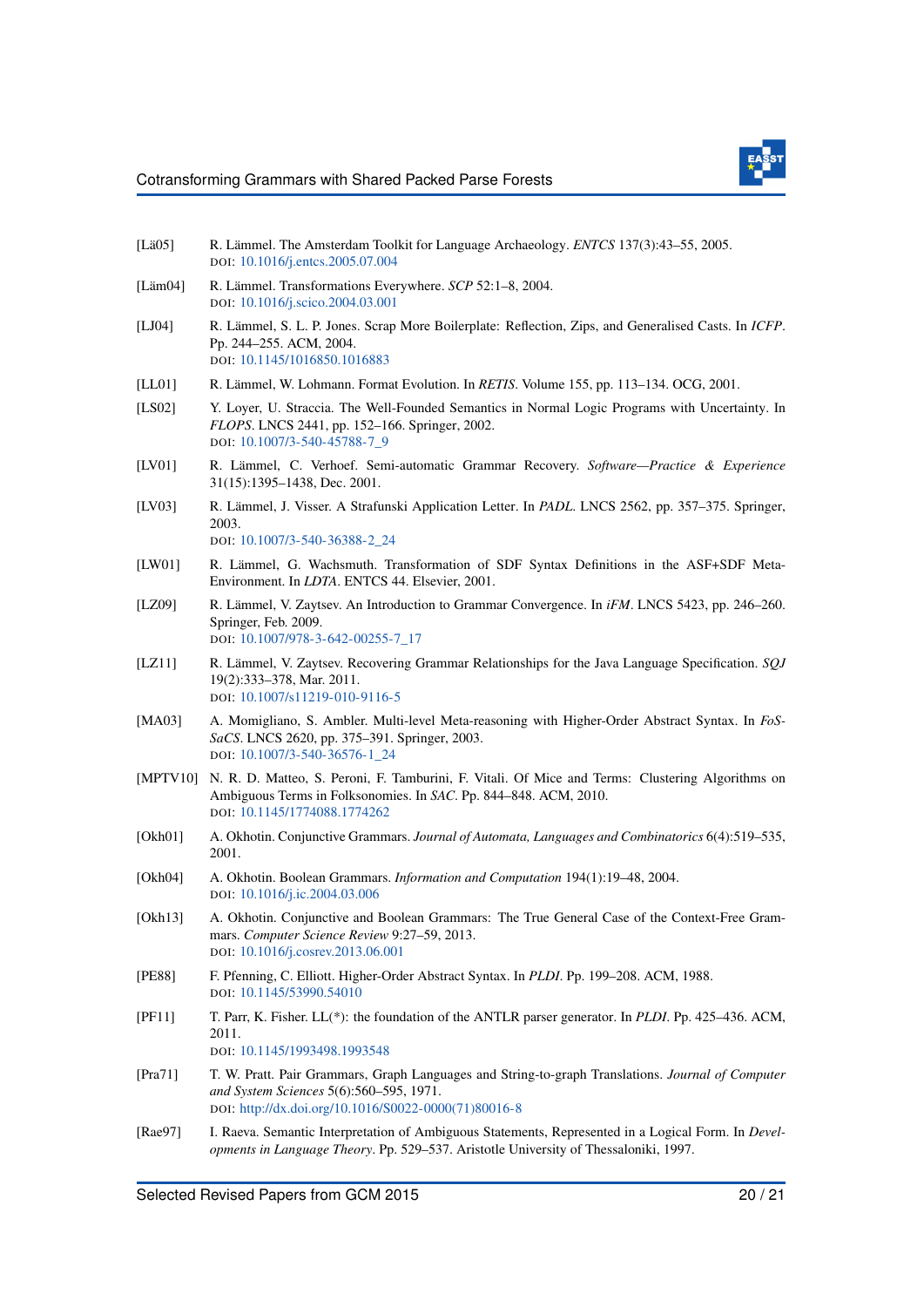[Lä05] R. Lämmel. The Amsterdam Toolkit for Language Archaeology. *ENTCS* 137(3):43–55, 2005.
DOI: 10.1016/j.entcs.2005.07.004

[Läm04] R. Lämmel. Transformations Everywhere. *SCP* 52:1–8, 2004.
DOI: 10.1016/j.scico.2004.03.001

[LJ04] R. Lämmel, S. L. P. Jones. Scrap More Boilerplate: Reflection, Zips, and Generalised Casts. In *ICFP*. Pp. 244–255. ACM, 2004.
DOI: 10.1145/1016850.1016883

[LL01] R. Lämmel, W. Lohmann. Format Evolution. In *RETIS*. Volume 155, pp. 113–134. OCG, 2001.

[LS02] Y. Loyer, U. Straccia. The Well-Founded Semantics in Normal Logic Programs with Uncertainty. In *FLOPS*. LNCS 2441, pp. 152–166. Springer, 2002.
DOI: 10.1007/3-540-45788-7_9

[LV01] R. Lämmel, C. Verhoef. Semi-automatic Grammar Recovery. *Software—Practice & Experience* 31(15):1395–1438, Dec. 2001.

[LV03] R. Lämmel, J. Visser. A Strafunski Application Letter. In *PADL*. LNCS 2562, pp. 357–375. Springer, 2003.
DOI: 10.1007/3-540-36388-2_24

[LW01] R. Lämmel, G. Wachsmuth. Transformation of SDF Syntax Definitions in the ASF+SDF Meta-Environment. In *LDTA*. ENTCS 44. Elsevier, 2001.

[LZ09] R. Lämmel, V. Zaytsev. An Introduction to Grammar Convergence. In *iFM*. LNCS 5423, pp. 246–260. Springer, Feb. 2009.
DOI: 10.1007/978-3-642-00255-7_17

[LZ11] R. Lämmel, V. Zaytsev. Recovering Grammar Relationships for the Java Language Specification. *SQJ* 19(2):333–378, Mar. 2011.
DOI: 10.1007/s11219-010-9116-5

[MA03] A. Momigliano, S. Ambler. Multi-level Meta-reasoning with Higher-Order Abstract Syntax. In *FoSSaCS*. LNCS 2620, pp. 375–391. Springer, 2003.
DOI: 10.1007/3-540-36576-1_24

[MPTV10] N. R. D. Matteo, S. Peroni, F. Tamburini, F. Vitali. Of Mice and Terms: Clustering Algorithms on Ambiguous Terms in Folksonomies. In *SAC*. Pp. 844–848. ACM, 2010.
DOI: 10.1145/1774088.1774262

[Okh01] A. Okhotin. Conjunctive Grammars. *Journal of Automata, Languages and Combinatorics* 6(4):519–535, 2001.

[Okh04] A. Okhotin. Boolean Grammars. *Information and Computation* 194(1):19–48, 2004.
DOI: 10.1016/j.ic.2004.03.006

[Okh13] A. Okhotin. Conjunctive and Boolean Grammars: The True General Case of the Context-Free Grammars. *Computer Science Review* 9:27–59, 2013.
DOI: 10.1016/j.cosrev.2013.06.001

[PE88] F. Pfenning, C. Elliott. Higher-Order Abstract Syntax. In *PLDI*. Pp. 199–208. ACM, 1988.
DOI: 10.1145/53990.54010

[PF11] T. Parr, K. Fisher. LL(*): the foundation of the ANTLR parser generator. In *PLDI*. Pp. 425–436. ACM, 2011.
DOI: 10.1145/1993498.1993548

[Pra71] T. W. Pratt. Pair Grammars, Graph Languages and String-to-graph Translations. *Journal of Computer and System Sciences* 5(6):560–595, 1971.
DOI: http://dx.doi.org/10.1016/S0022-0000(71)80016-8

[Rae97] I. Raeva. Semantic Interpretation of Ambiguous Statements, Represented in a Logical Form. In *Developments in Language Theory*. Pp. 529–537. Aristotle University of Thessaloniki, 1997.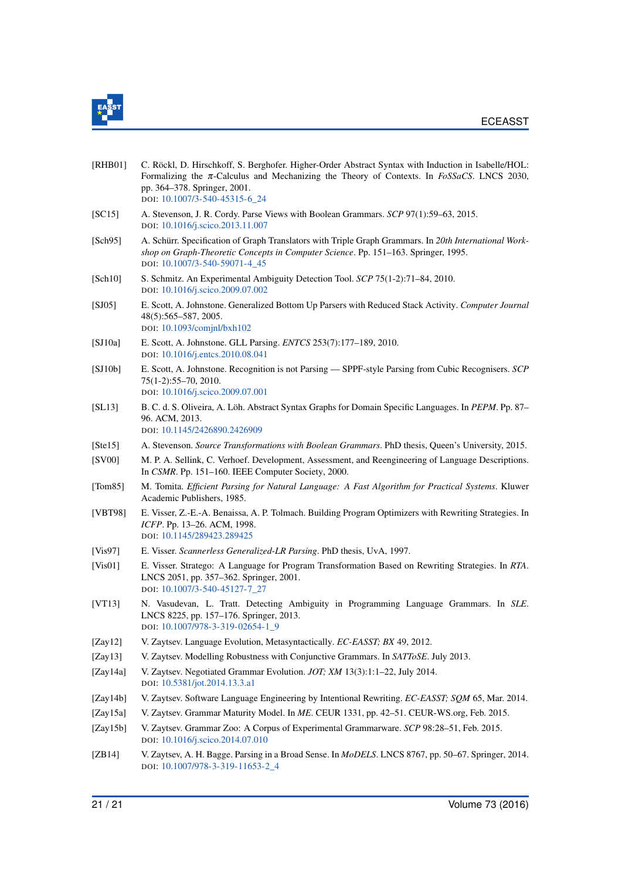[RHB01] C. Röckl, D. Hirschkoff, S. Berghofer. Higher-Order Abstract Syntax with Induction in Isabelle/HOL: Formalizing the $\pi$-Calculus and Mechanizing the Theory of Contexts. In *FoSSaCS*. LNCS 2030, pp. 364–378. Springer, 2001.
DOI: 10.1007/3-540-45315-6_24

[SC15] A. Stevenson, J. R. Cordy. Parse Views with Boolean Grammars. *SCP* 97(1):59–63, 2015.
DOI: 10.1016/j.scico.2013.11.007

[Sch95] A. Schürr. Specification of Graph Translators with Triple Graph Grammars. In *20th International Workshop on Graph-Theoretic Concepts in Computer Science*. Pp. 151–163. Springer, 1995.
DOI: 10.1007/3-540-59071-4_45

[Sch10] S. Schmitz. An Experimental Ambiguity Detection Tool. *SCP* 75(1-2):71–84, 2010.
DOI: 10.1016/j.scico.2009.07.002

[SJ05] E. Scott, A. Johnstone. Generalized Bottom Up Parsers with Reduced Stack Activity. *Computer Journal* 48(5):565–587, 2005.
DOI: 10.1093/comjnl/bxh102

[SJ10a] E. Scott, A. Johnstone. GLL Parsing. *ENTCS* 253(7):177–189, 2010.
DOI: 10.1016/j.entcs.2010.08.041

[SJ10b] E. Scott, A. Johnstone. Recognition is not Parsing — SPPF-style Parsing from Cubic Recognisers. *SCP* 75(1-2):55–70, 2010.
DOI: 10.1016/j.scico.2009.07.001

[SL13] B. C. d. S. Oliveira, A. Löh. Abstract Syntax Graphs for Domain Specific Languages. In *PEPM*. Pp. 87–96. ACM, 2013.
DOI: 10.1145/2426890.2426909

[Ste15] A. Stevenson. *Source Transformations with Boolean Grammars*. PhD thesis, Queen's University, 2015.

[SV00] M. P. A. Sellink, C. Verhoef. Development, Assessment, and Reengineering of Language Descriptions. In *CSMR*. Pp. 151–160. IEEE Computer Society, 2000.

[Tom85] M. Tomita. *Efficient Parsing for Natural Language: A Fast Algorithm for Practical Systems*. Kluwer Academic Publishers, 1985.

[VBT98] E. Visser, Z.-E.-A. Benaissa, A. P. Tolmach. Building Program Optimizers with Rewriting Strategies. In *ICFP*. Pp. 13–26. ACM, 1998.
DOI: 10.1145/289423.289425

[Vis97] E. Visser. *Scannerless Generalized-LR Parsing*. PhD thesis, UvA, 1997.

[Vis01] E. Visser. Stratego: A Language for Program Transformation Based on Rewriting Strategies. In *RTA*. LNCS 2051, pp. 357–362. Springer, 2001.
DOI: 10.1007/3-540-45127-7_27

[VT13] N. Vasudevan, L. Tratt. Detecting Ambiguity in Programming Language Grammars. In *SLE*. LNCS 8225, pp. 157–176. Springer, 2013.
DOI: 10.1007/978-3-319-02654-1_9

[Zay12] V. Zaytsev. Language Evolution, Metasyntactically. *EC-EASST; BX* 49, 2012.

[Zay13] V. Zaytsev. Modelling Robustness with Conjunctive Grammars. In *SATToSE*. July 2013.

[Zay14a] V. Zaytsev. Negotiated Grammar Evolution. *JOT; XM* 13(3):1:1–22, July 2014.
DOI: 10.5381/jot.2014.13.3.a1

[Zay14b] V. Zaytsev. Software Language Engineering by Intentional Rewriting. *EC-EASST; SQM* 65, Mar. 2014.

[Zay15a] V. Zaytsev. Grammar Maturity Model. In *ME*. CEUR 1331, pp. 42–51. CEUR-WS.org, Feb. 2015.

[Zay15b] V. Zaytsev. Grammar Zoo: A Corpus of Experimental Grammarware. *SCP* 98:28–51, Feb. 2015.
DOI: 10.1016/j.scico.2014.07.010

[ZB14] V. Zaytsev, A. H. Bagge. Parsing in a Broad Sense. In *MoDELS*. LNCS 8767, pp. 50–67. Springer, 2014.
DOI: 10.1007/978-3-319-11653-2_4